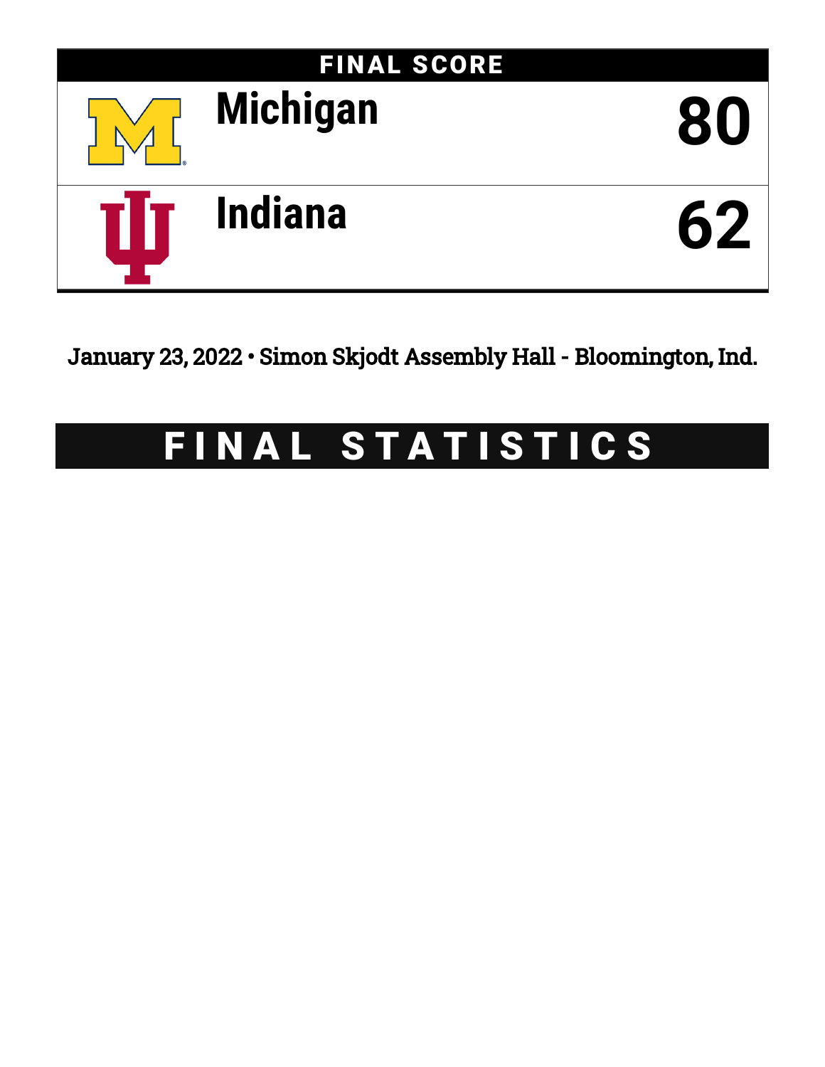## FINAL SCORE

| Team | Score |
|---|---|
| Michigan | 80 |
| Indiana | 62 |

January 23, 2022 • Simon Skjodt Assembly Hall - Bloomington, Ind.

# FINAL STATISTICS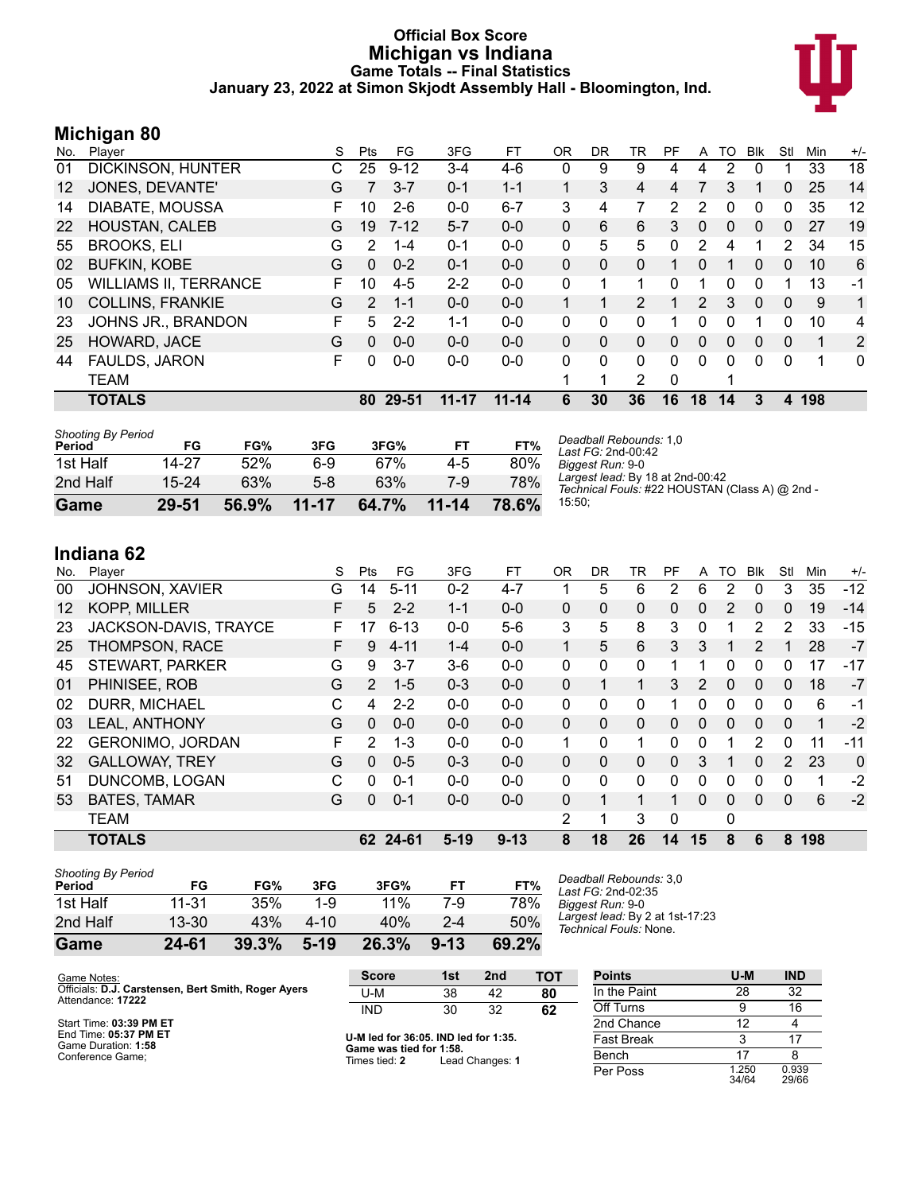# Official Box Score
# Michigan vs Indiana
### Game Totals -- Final Statistics
### January 23, 2022 at Simon Skjodt Assembly Hall - Bloomington, Ind.

## Michigan 80

| No. | Player | S | Pts | FG | 3FG | FT | OR | DR | TR | PF | A | TO | Blk | Stl | Min | +/- |
|---|---|---|---|---|---|---|---|---|---|---|---|---|---|---|---|---|
| 01 | DICKINSON, HUNTER | C | 25 | 9-12 | 3-4 | 4-6 | 0 | 9 | 9 | 4 | 4 | 2 | 0 | 1 | 33 | 18 |
| 12 | JONES, DEVANTE' | G | 7 | 3-7 | 0-1 | 1-1 | 1 | 3 | 4 | 4 | 7 | 3 | 1 | 0 | 25 | 14 |
| 14 | DIABATE, MOUSSA | F | 10 | 2-6 | 0-0 | 6-7 | 3 | 4 | 7 | 2 | 2 | 0 | 0 | 0 | 35 | 12 |
| 22 | HOUSTAN, CALEB | G | 19 | 7-12 | 5-7 | 0-0 | 0 | 6 | 6 | 3 | 0 | 0 | 0 | 0 | 27 | 19 |
| 55 | BROOKS, ELI | G | 2 | 1-4 | 0-1 | 0-0 | 0 | 5 | 5 | 0 | 2 | 4 | 1 | 2 | 34 | 15 |
| 02 | BUFKIN, KOBE | G | 0 | 0-2 | 0-1 | 0-0 | 0 | 0 | 0 | 1 | 0 | 1 | 0 | 0 | 10 | 6 |
| 05 | WILLIAMS II, TERRANCE | F | 10 | 4-5 | 2-2 | 0-0 | 0 | 1 | 1 | 0 | 1 | 0 | 0 | 1 | 13 | -1 |
| 10 | COLLINS, FRANKIE | G | 2 | 1-1 | 0-0 | 0-0 | 1 | 1 | 2 | 1 | 2 | 3 | 0 | 0 | 9 | 1 |
| 23 | JOHNS JR., BRANDON | F | 5 | 2-2 | 1-1 | 0-0 | 0 | 0 | 0 | 1 | 0 | 0 | 1 | 0 | 10 | 4 |
| 25 | HOWARD, JACE | G | 0 | 0-0 | 0-0 | 0-0 | 0 | 0 | 0 | 0 | 0 | 0 | 0 | 0 | 1 | 2 |
| 44 | FAULDS, JARON | F | 0 | 0-0 | 0-0 | 0-0 | 0 | 0 | 0 | 0 | 0 | 0 | 0 | 0 | 1 | 0 |
| | TEAM | | | | | | 1 | 1 | 2 | 0 | | 1 | | | | |
| | **TOTALS** | | **80** | **29-51** | **11-17** | **11-14** | **6** | **30** | **36** | **16** | **18** | **14** | **3** | **4** | **198** | |

*Shooting By Period*

| Period | FG | FG% | 3FG | 3FG% | FT | FT% |
|---|---|---|---|---|---|---|
| 1st Half | 14-27 | 52% | 6-9 | 67% | 4-5 | 80% |
| 2nd Half | 15-24 | 63% | 5-8 | 63% | 7-9 | 78% |
| **Game** | **29-51** | **56.9%** | **11-17** | **64.7%** | **11-14** | **78.6%** |

*Deadball Rebounds:* 1,0
*Last FG:* 2nd-00:42
*Biggest Run:* 9-0
*Largest lead:* By 18 at 2nd-00:42
*Technical Fouls:* #22 HOUSTAN (Class A) @ 2nd - 15:50;

## Indiana 62

| No. | Player | S | Pts | FG | 3FG | FT | OR | DR | TR | PF | A | TO | Blk | Stl | Min | +/- |
|---|---|---|---|---|---|---|---|---|---|---|---|---|---|---|---|---|
| 00 | JOHNSON, XAVIER | G | 14 | 5-11 | 0-2 | 4-7 | 1 | 5 | 6 | 2 | 6 | 2 | 0 | 3 | 35 | -12 |
| 12 | KOPP, MILLER | F | 5 | 2-2 | 1-1 | 0-0 | 0 | 0 | 0 | 0 | 0 | 2 | 0 | 0 | 19 | -14 |
| 23 | JACKSON-DAVIS, TRAYCE | F | 17 | 6-13 | 0-0 | 5-6 | 3 | 5 | 8 | 3 | 0 | 1 | 2 | 2 | 33 | -15 |
| 25 | THOMPSON, RACE | F | 9 | 4-11 | 1-4 | 0-0 | 1 | 5 | 6 | 3 | 3 | 1 | 2 | 1 | 28 | -7 |
| 45 | STEWART, PARKER | G | 9 | 3-7 | 3-6 | 0-0 | 0 | 0 | 0 | 1 | 1 | 0 | 0 | 0 | 17 | -17 |
| 01 | PHINISEE, ROB | G | 2 | 1-5 | 0-3 | 0-0 | 0 | 1 | 1 | 3 | 2 | 0 | 0 | 0 | 18 | -7 |
| 02 | DURR, MICHAEL | C | 4 | 2-2 | 0-0 | 0-0 | 0 | 0 | 0 | 1 | 0 | 0 | 0 | 0 | 6 | -1 |
| 03 | LEAL, ANTHONY | G | 0 | 0-0 | 0-0 | 0-0 | 0 | 0 | 0 | 0 | 0 | 0 | 0 | 0 | 1 | -2 |
| 22 | GERONIMO, JORDAN | F | 2 | 1-3 | 0-0 | 0-0 | 1 | 0 | 1 | 0 | 0 | 1 | 2 | 0 | 11 | -11 |
| 32 | GALLOWAY, TREY | G | 0 | 0-5 | 0-3 | 0-0 | 0 | 0 | 0 | 0 | 3 | 1 | 0 | 2 | 23 | 0 |
| 51 | DUNCOMB, LOGAN | C | 0 | 0-1 | 0-0 | 0-0 | 0 | 0 | 0 | 0 | 0 | 0 | 0 | 0 | 1 | -2 |
| 53 | BATES, TAMAR | G | 0 | 0-1 | 0-0 | 0-0 | 0 | 1 | 1 | 1 | 0 | 0 | 0 | 0 | 6 | -2 |
| | TEAM | | | | | | 2 | 1 | 3 | 0 | | 0 | | | | |
| | **TOTALS** | | **62** | **24-61** | **5-19** | **9-13** | **8** | **18** | **26** | **14** | **15** | **8** | **6** | **8** | **198** | |

*Shooting By Period*

| Period | FG | FG% | 3FG | 3FG% | FT | FT% |
|---|---|---|---|---|---|---|
| 1st Half | 11-31 | 35% | 1-9 | 11% | 7-9 | 78% |
| 2nd Half | 13-30 | 43% | 4-10 | 40% | 2-4 | 50% |
| **Game** | **24-61** | **39.3%** | **5-19** | **26.3%** | **9-13** | **69.2%** |

*Deadball Rebounds:* 3,0
*Last FG:* 2nd-02:35
*Biggest Run:* 9-0
*Largest lead:* By 2 at 1st-17:23
*Technical Fouls:* None.

Game Notes:
Officials: **D.J. Carstensen, Bert Smith, Roger Ayers**
Attendance: **17222**

Start Time: **03:39 PM ET**
End Time: **05:37 PM ET**
Game Duration: **1:58**
Conference Game;

| Score | 1st | 2nd | TOT |
|---|---|---|---|
| U-M | 38 | 42 | **80** |
| IND | 30 | 32 | **62** |

**U-M led for 36:05. IND led for 1:35. Game was tied for 1:58.**
Times tied: **2** Lead Changes: **1**

| Points | U-M | IND |
|---|---|---|
| In the Paint | 28 | 32 |
| Off Turns | 9 | 16 |
| 2nd Chance | 12 | 4 |
| Fast Break | 3 | 17 |
| Bench | 17 | 8 |
| Per Poss | 1.250 34/64 | 0.939 29/66 |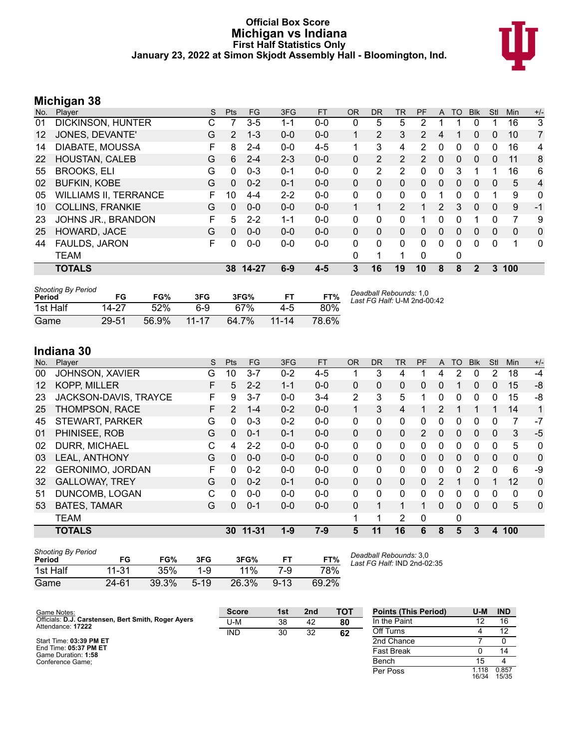# Official Box Score
# Michigan vs Indiana
### First Half Statistics Only
### January 23, 2022 at Simon Skjodt Assembly Hall - Bloomington, Ind.

## Michigan 38

| No. | Player | S | Pts | FG | 3FG | FT | OR | DR | TR | PF | A | TO | Blk | Stl | Min | +/- |
|---|---|---|---|---|---|---|---|---|---|---|---|---|---|---|---|---|
| 01 | DICKINSON, HUNTER | C | 7 | 3-5 | 1-1 | 0-0 | 0 | 5 | 5 | 2 | 1 | 1 | 0 | 1 | 16 | 3 |
| 12 | JONES, DEVANTE' | G | 2 | 1-3 | 0-0 | 0-0 | 1 | 2 | 3 | 2 | 4 | 1 | 0 | 0 | 10 | 7 |
| 14 | DIABATE, MOUSSA | F | 8 | 2-4 | 0-0 | 4-5 | 1 | 3 | 4 | 2 | 0 | 0 | 0 | 0 | 16 | 4 |
| 22 | HOUSTAN, CALEB | G | 6 | 2-4 | 2-3 | 0-0 | 0 | 2 | 2 | 2 | 0 | 0 | 0 | 0 | 11 | 8 |
| 55 | BROOKS, ELI | G | 0 | 0-3 | 0-1 | 0-0 | 0 | 2 | 2 | 0 | 0 | 3 | 1 | 1 | 16 | 6 |
| 02 | BUFKIN, KOBE | G | 0 | 0-2 | 0-1 | 0-0 | 0 | 0 | 0 | 0 | 0 | 0 | 0 | 0 | 5 | 4 |
| 05 | WILLIAMS II, TERRANCE | F | 10 | 4-4 | 2-2 | 0-0 | 0 | 0 | 0 | 0 | 1 | 0 | 0 | 1 | 9 | 0 |
| 10 | COLLINS, FRANKIE | G | 0 | 0-0 | 0-0 | 0-0 | 1 | 1 | 2 | 1 | 2 | 3 | 0 | 0 | 9 | -1 |
| 23 | JOHNS JR., BRANDON | F | 5 | 2-2 | 1-1 | 0-0 | 0 | 0 | 0 | 1 | 0 | 0 | 1 | 0 | 7 | 9 |
| 25 | HOWARD, JACE | G | 0 | 0-0 | 0-0 | 0-0 | 0 | 0 | 0 | 0 | 0 | 0 | 0 | 0 | 0 | 0 |
| 44 | FAULDS, JARON | F | 0 | 0-0 | 0-0 | 0-0 | 0 | 0 | 0 | 0 | 0 | 0 | 0 | 0 | 1 | 0 |
| | TEAM | | | | | | 0 | 1 | 1 | 0 | | 0 | | | | |
| | **TOTALS** | | **38** | **14-27** | **6-9** | **4-5** | **3** | **16** | **19** | **10** | **8** | **8** | **2** | **3** | **100** | |

| Shooting By Period Period | FG | FG% | 3FG | 3FG% | FT | FT% |
|---|---|---|---|---|---|---|
| 1st Half | 14-27 | 52% | 6-9 | 67% | 4-5 | 80% |
| Game | 29-51 | 56.9% | 11-17 | 64.7% | 11-14 | 78.6% |

*Deadball Rebounds:* 1,0
*Last FG Half:* U-M 2nd-00:42

## Indiana 30

| No. | Player | S | Pts | FG | 3FG | FT | OR | DR | TR | PF | A | TO | Blk | Stl | Min | +/- |
|---|---|---|---|---|---|---|---|---|---|---|---|---|---|---|---|---|
| 00 | JOHNSON, XAVIER | G | 10 | 3-7 | 0-2 | 4-5 | 1 | 3 | 4 | 1 | 4 | 2 | 0 | 2 | 18 | -4 |
| 12 | KOPP, MILLER | F | 5 | 2-2 | 1-1 | 0-0 | 0 | 0 | 0 | 0 | 0 | 1 | 0 | 0 | 15 | -8 |
| 23 | JACKSON-DAVIS, TRAYCE | F | 9 | 3-7 | 0-0 | 3-4 | 2 | 3 | 5 | 1 | 0 | 0 | 0 | 0 | 15 | -8 |
| 25 | THOMPSON, RACE | F | 2 | 1-4 | 0-2 | 0-0 | 1 | 3 | 4 | 1 | 2 | 1 | 1 | 1 | 14 | 1 |
| 45 | STEWART, PARKER | G | 0 | 0-3 | 0-2 | 0-0 | 0 | 0 | 0 | 0 | 0 | 0 | 0 | 0 | 7 | -7 |
| 01 | PHINISEE, ROB | G | 0 | 0-1 | 0-1 | 0-0 | 0 | 0 | 0 | 2 | 0 | 0 | 0 | 0 | 3 | -5 |
| 02 | DURR, MICHAEL | C | 4 | 2-2 | 0-0 | 0-0 | 0 | 0 | 0 | 0 | 0 | 0 | 0 | 0 | 5 | 0 |
| 03 | LEAL, ANTHONY | G | 0 | 0-0 | 0-0 | 0-0 | 0 | 0 | 0 | 0 | 0 | 0 | 0 | 0 | 0 | 0 |
| 22 | GERONIMO, JORDAN | F | 0 | 0-2 | 0-0 | 0-0 | 0 | 0 | 0 | 0 | 0 | 0 | 2 | 0 | 6 | -9 |
| 32 | GALLOWAY, TREY | G | 0 | 0-2 | 0-1 | 0-0 | 0 | 0 | 0 | 0 | 2 | 1 | 0 | 1 | 12 | 0 |
| 51 | DUNCOMB, LOGAN | C | 0 | 0-0 | 0-0 | 0-0 | 0 | 0 | 0 | 0 | 0 | 0 | 0 | 0 | 0 | 0 |
| 53 | BATES, TAMAR | G | 0 | 0-1 | 0-0 | 0-0 | 0 | 1 | 1 | 1 | 0 | 0 | 0 | 0 | 5 | 0 |
| | TEAM | | | | | | 1 | 1 | 2 | 0 | | 0 | | | | |
| | **TOTALS** | | **30** | **11-31** | **1-9** | **7-9** | **5** | **11** | **16** | **6** | **8** | **5** | **3** | **4** | **100** | |

| Shooting By Period Period | FG | FG% | 3FG | 3FG% | FT | FT% |
|---|---|---|---|---|---|---|
| 1st Half | 11-31 | 35% | 1-9 | 11% | 7-9 | 78% |
| Game | 24-61 | 39.3% | 5-19 | 26.3% | 9-13 | 69.2% |

*Deadball Rebounds:* 3,0
*Last FG Half:* IND 2nd-02:35

Game Notes:
Officials: **D.J. Carstensen, Bert Smith, Roger Ayers**
Attendance: **17222**

Start Time: **03:39 PM ET**
End Time: **05:37 PM ET**
Game Duration: **1:58**
Conference Game;

| Score | 1st | 2nd | TOT |
|---|---|---|---|
| U-M | 38 | 42 | **80** |
| IND | 30 | 32 | **62** |

| Points (This Period) | U-M | IND |
|---|---|---|
| In the Paint | 12 | 16 |
| Off Turns | 4 | 12 |
| 2nd Chance | 7 | 0 |
| Fast Break | 0 | 14 |
| Bench | 15 | 4 |
| Per Poss | 1.118 16/34 | 0.857 15/35 |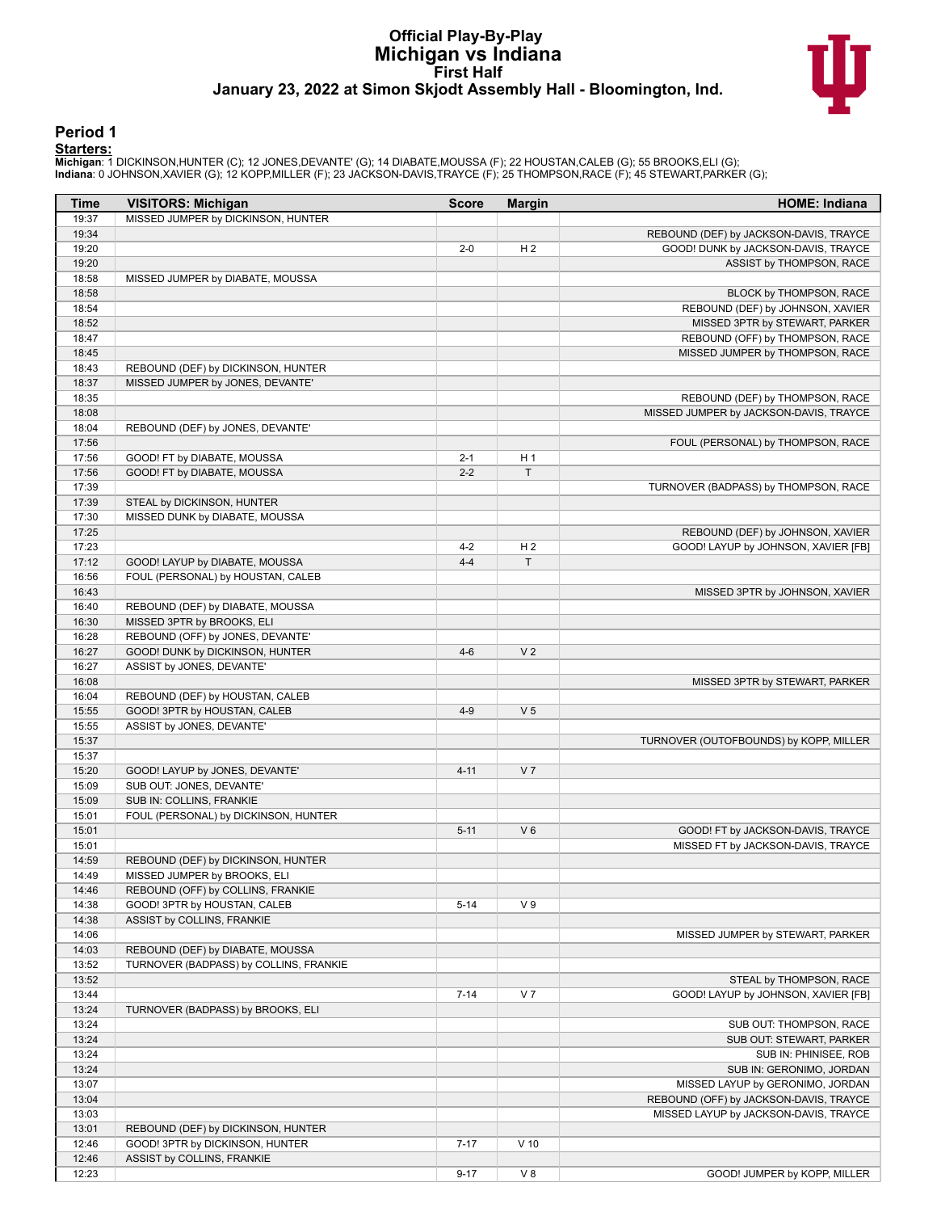# Official Play-By-Play
# Michigan vs Indiana
## First Half
### January 23, 2022 at Simon Skjodt Assembly Hall - Bloomington, Ind.

## Period 1

**Starters:**

**Michigan**: 1 DICKINSON,HUNTER (C); 12 JONES,DEVANTE' (G); 14 DIABATE,MOUSSA (F); 22 HOUSTAN,CALEB (G); 55 BROOKS,ELI (G);
**Indiana**: 0 JOHNSON,XAVIER (G); 12 KOPP,MILLER (F); 23 JACKSON-DAVIS,TRAYCE (F); 25 THOMPSON,RACE (F); 45 STEWART,PARKER (G);

| Time | VISITORS: Michigan | Score | Margin | HOME: Indiana |
|---|---|---|---|---|
| 19:37 | MISSED JUMPER by DICKINSON, HUNTER | | | |
| 19:34 | | | | REBOUND (DEF) by JACKSON-DAVIS, TRAYCE |
| 19:20 | | 2-0 | H 2 | GOOD! DUNK by JACKSON-DAVIS, TRAYCE |
| 19:20 | | | | ASSIST by THOMPSON, RACE |
| 18:58 | MISSED JUMPER by DIABATE, MOUSSA | | | |
| 18:58 | | | | BLOCK by THOMPSON, RACE |
| 18:54 | | | | REBOUND (DEF) by JOHNSON, XAVIER |
| 18:52 | | | | MISSED 3PTR by STEWART, PARKER |
| 18:47 | | | | REBOUND (OFF) by THOMPSON, RACE |
| 18:45 | | | | MISSED JUMPER by THOMPSON, RACE |
| 18:43 | REBOUND (DEF) by DICKINSON, HUNTER | | | |
| 18:37 | MISSED JUMPER by JONES, DEVANTE' | | | |
| 18:35 | | | | REBOUND (DEF) by THOMPSON, RACE |
| 18:08 | | | | MISSED JUMPER by JACKSON-DAVIS, TRAYCE |
| 18:04 | REBOUND (DEF) by JONES, DEVANTE' | | | |
| 17:56 | | | | FOUL (PERSONAL) by THOMPSON, RACE |
| 17:56 | GOOD! FT by DIABATE, MOUSSA | 2-1 | H 1 | |
| 17:56 | GOOD! FT by DIABATE, MOUSSA | 2-2 | T | |
| 17:39 | | | | TURNOVER (BADPASS) by THOMPSON, RACE |
| 17:39 | STEAL by DICKINSON, HUNTER | | | |
| 17:30 | MISSED DUNK by DIABATE, MOUSSA | | | |
| 17:25 | | | | REBOUND (DEF) by JOHNSON, XAVIER |
| 17:23 | | 4-2 | H 2 | GOOD! LAYUP by JOHNSON, XAVIER [FB] |
| 17:12 | GOOD! LAYUP by DIABATE, MOUSSA | 4-4 | T | |
| 16:56 | FOUL (PERSONAL) by HOUSTAN, CALEB | | | |
| 16:43 | | | | MISSED 3PTR by JOHNSON, XAVIER |
| 16:40 | REBOUND (DEF) by DIABATE, MOUSSA | | | |
| 16:30 | MISSED 3PTR by BROOKS, ELI | | | |
| 16:28 | REBOUND (OFF) by JONES, DEVANTE' | | | |
| 16:27 | GOOD! DUNK by DICKINSON, HUNTER | 4-6 | V 2 | |
| 16:27 | ASSIST by JONES, DEVANTE' | | | |
| 16:08 | | | | MISSED 3PTR by STEWART, PARKER |
| 16:04 | REBOUND (DEF) by HOUSTAN, CALEB | | | |
| 15:55 | GOOD! 3PTR by HOUSTAN, CALEB | 4-9 | V 5 | |
| 15:55 | ASSIST by JONES, DEVANTE' | | | |
| 15:37 | | | | TURNOVER (OUTOFBOUNDS) by KOPP, MILLER |
| 15:37 | | | | |
| 15:20 | GOOD! LAYUP by JONES, DEVANTE' | 4-11 | V 7 | |
| 15:09 | SUB OUT: JONES, DEVANTE' | | | |
| 15:09 | SUB IN: COLLINS, FRANKIE | | | |
| 15:01 | FOUL (PERSONAL) by DICKINSON, HUNTER | | | |
| 15:01 | | 5-11 | V 6 | GOOD! FT by JACKSON-DAVIS, TRAYCE |
| 15:01 | | | | MISSED FT by JACKSON-DAVIS, TRAYCE |
| 14:59 | REBOUND (DEF) by DICKINSON, HUNTER | | | |
| 14:49 | MISSED JUMPER by BROOKS, ELI | | | |
| 14:46 | REBOUND (OFF) by COLLINS, FRANKIE | | | |
| 14:38 | GOOD! 3PTR by HOUSTAN, CALEB | 5-14 | V 9 | |
| 14:38 | ASSIST by COLLINS, FRANKIE | | | |
| 14:06 | | | | MISSED JUMPER by STEWART, PARKER |
| 14:03 | REBOUND (DEF) by DIABATE, MOUSSA | | | |
| 13:52 | TURNOVER (BADPASS) by COLLINS, FRANKIE | | | |
| 13:52 | | | | STEAL by THOMPSON, RACE |
| 13:44 | | 7-14 | V 7 | GOOD! LAYUP by JOHNSON, XAVIER [FB] |
| 13:24 | TURNOVER (BADPASS) by BROOKS, ELI | | | |
| 13:24 | | | | SUB OUT: THOMPSON, RACE |
| 13:24 | | | | SUB OUT: STEWART, PARKER |
| 13:24 | | | | SUB IN: PHINISEE, ROB |
| 13:24 | | | | SUB IN: GERONIMO, JORDAN |
| 13:07 | | | | MISSED LAYUP by GERONIMO, JORDAN |
| 13:04 | | | | REBOUND (OFF) by JACKSON-DAVIS, TRAYCE |
| 13:03 | | | | MISSED LAYUP by JACKSON-DAVIS, TRAYCE |
| 13:01 | REBOUND (DEF) by DICKINSON, HUNTER | | | |
| 12:46 | GOOD! 3PTR by DICKINSON, HUNTER | 7-17 | V 10 | |
| 12:46 | ASSIST by COLLINS, FRANKIE | | | |
| 12:23 | | 9-17 | V 8 | GOOD! JUMPER by KOPP, MILLER |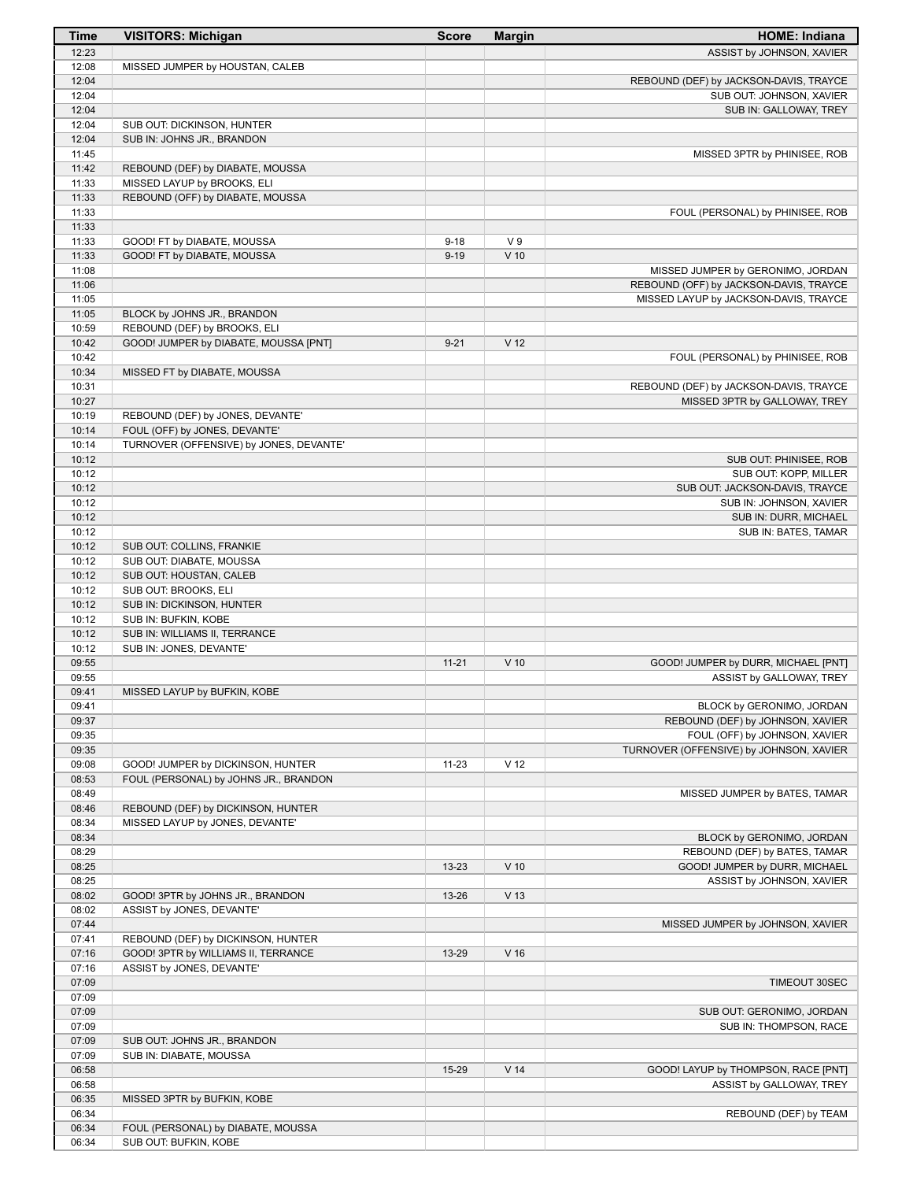| Time | VISITORS: Michigan | Score | Margin | HOME: Indiana |
| --- | --- | --- | --- | --- |
| 12:23 | | | | ASSIST by JOHNSON, XAVIER |
| 12:08 | MISSED JUMPER by HOUSTAN, CALEB | | | |
| 12:04 | | | | REBOUND (DEF) by JACKSON-DAVIS, TRAYCE |
| 12:04 | | | | SUB OUT: JOHNSON, XAVIER |
| 12:04 | | | | SUB IN: GALLOWAY, TREY |
| 12:04 | SUB OUT: DICKINSON, HUNTER | | | |
| 12:04 | SUB IN: JOHNS JR., BRANDON | | | |
| 11:45 | | | | MISSED 3PTR by PHINISEE, ROB |
| 11:42 | REBOUND (DEF) by DIABATE, MOUSSA | | | |
| 11:33 | MISSED LAYUP by BROOKS, ELI | | | |
| 11:33 | REBOUND (OFF) by DIABATE, MOUSSA | | | |
| 11:33 | | | | FOUL (PERSONAL) by PHINISEE, ROB |
| 11:33 | | | | |
| 11:33 | GOOD! FT by DIABATE, MOUSSA | 9-18 | V 9 | |
| 11:33 | GOOD! FT by DIABATE, MOUSSA | 9-19 | V 10 | |
| 11:08 | | | | MISSED JUMPER by GERONIMO, JORDAN |
| 11:06 | | | | REBOUND (OFF) by JACKSON-DAVIS, TRAYCE |
| 11:05 | | | | MISSED LAYUP by JACKSON-DAVIS, TRAYCE |
| 11:05 | BLOCK by JOHNS JR., BRANDON | | | |
| 10:59 | REBOUND (DEF) by BROOKS, ELI | | | |
| 10:42 | GOOD! JUMPER by DIABATE, MOUSSA [PNT] | 9-21 | V 12 | |
| 10:42 | | | | FOUL (PERSONAL) by PHINISEE, ROB |
| 10:34 | MISSED FT by DIABATE, MOUSSA | | | |
| 10:31 | | | | REBOUND (DEF) by JACKSON-DAVIS, TRAYCE |
| 10:27 | | | | MISSED 3PTR by GALLOWAY, TREY |
| 10:19 | REBOUND (DEF) by JONES, DEVANTE' | | | |
| 10:14 | FOUL (OFF) by JONES, DEVANTE' | | | |
| 10:14 | TURNOVER (OFFENSIVE) by JONES, DEVANTE' | | | |
| 10:12 | | | | SUB OUT: PHINISEE, ROB |
| 10:12 | | | | SUB OUT: KOPP, MILLER |
| 10:12 | | | | SUB OUT: JACKSON-DAVIS, TRAYCE |
| 10:12 | | | | SUB IN: JOHNSON, XAVIER |
| 10:12 | | | | SUB IN: DURR, MICHAEL |
| 10:12 | | | | SUB IN: BATES, TAMAR |
| 10:12 | SUB OUT: COLLINS, FRANKIE | | | |
| 10:12 | SUB OUT: DIABATE, MOUSSA | | | |
| 10:12 | SUB OUT: HOUSTAN, CALEB | | | |
| 10:12 | SUB OUT: BROOKS, ELI | | | |
| 10:12 | SUB IN: DICKINSON, HUNTER | | | |
| 10:12 | SUB IN: BUFKIN, KOBE | | | |
| 10:12 | SUB IN: WILLIAMS II, TERRANCE | | | |
| 10:12 | SUB IN: JONES, DEVANTE' | | | |
| 09:55 | | 11-21 | V 10 | GOOD! JUMPER by DURR, MICHAEL [PNT] |
| 09:55 | | | | ASSIST by GALLOWAY, TREY |
| 09:41 | MISSED LAYUP by BUFKIN, KOBE | | | |
| 09:41 | | | | BLOCK by GERONIMO, JORDAN |
| 09:37 | | | | REBOUND (DEF) by JOHNSON, XAVIER |
| 09:35 | | | | FOUL (OFF) by JOHNSON, XAVIER |
| 09:35 | | | | TURNOVER (OFFENSIVE) by JOHNSON, XAVIER |
| 09:08 | GOOD! JUMPER by DICKINSON, HUNTER | 11-23 | V 12 | |
| 08:53 | FOUL (PERSONAL) by JOHNS JR., BRANDON | | | |
| 08:49 | | | | MISSED JUMPER by BATES, TAMAR |
| 08:46 | REBOUND (DEF) by DICKINSON, HUNTER | | | |
| 08:34 | MISSED LAYUP by JONES, DEVANTE' | | | |
| 08:34 | | | | BLOCK by GERONIMO, JORDAN |
| 08:29 | | | | REBOUND (DEF) by BATES, TAMAR |
| 08:25 | | 13-23 | V 10 | GOOD! JUMPER by DURR, MICHAEL |
| 08:25 | | | | ASSIST by JOHNSON, XAVIER |
| 08:02 | GOOD! 3PTR by JOHNS JR., BRANDON | 13-26 | V 13 | |
| 08:02 | ASSIST by JONES, DEVANTE' | | | |
| 07:44 | | | | MISSED JUMPER by JOHNSON, XAVIER |
| 07:41 | REBOUND (DEF) by DICKINSON, HUNTER | | | |
| 07:16 | GOOD! 3PTR by WILLIAMS II, TERRANCE | 13-29 | V 16 | |
| 07:16 | ASSIST by JONES, DEVANTE' | | | |
| 07:09 | | | | TIMEOUT 30SEC |
| 07:09 | | | | |
| 07:09 | | | | SUB OUT: GERONIMO, JORDAN |
| 07:09 | | | | SUB IN: THOMPSON, RACE |
| 07:09 | SUB OUT: JOHNS JR., BRANDON | | | |
| 07:09 | SUB IN: DIABATE, MOUSSA | | | |
| 06:58 | | 15-29 | V 14 | GOOD! LAYUP by THOMPSON, RACE [PNT] |
| 06:58 | | | | ASSIST by GALLOWAY, TREY |
| 06:35 | MISSED 3PTR by BUFKIN, KOBE | | | |
| 06:34 | | | | REBOUND (DEF) by TEAM |
| 06:34 | FOUL (PERSONAL) by DIABATE, MOUSSA | | | |
| 06:34 | SUB OUT: BUFKIN, KOBE | | | |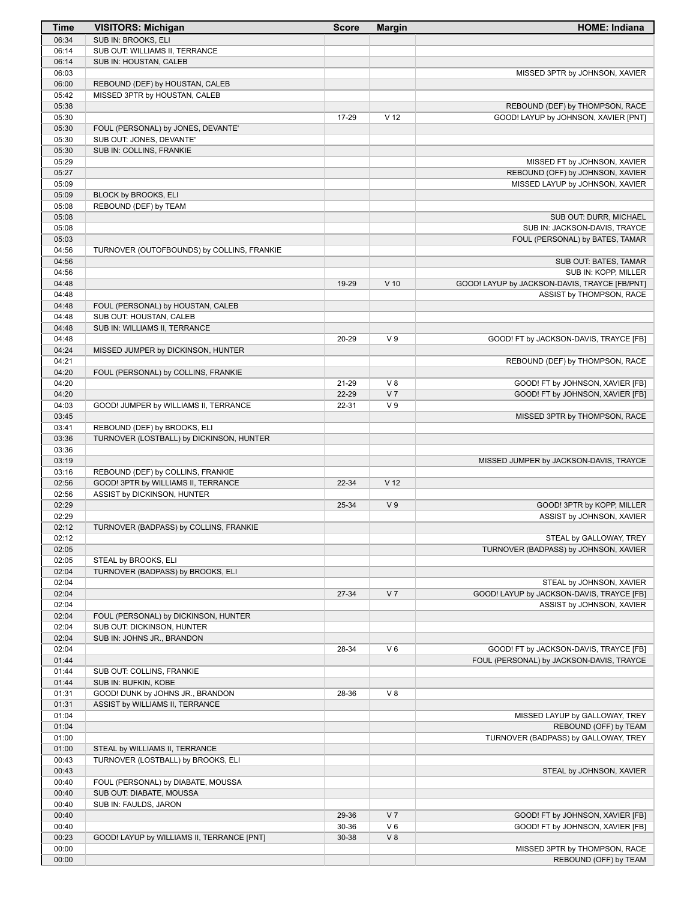| Time | VISITORS: Michigan | Score | Margin | HOME: Indiana |
|---|---|---|---|---|
| 06:34 | SUB IN: BROOKS, ELI | | | |
| 06:14 | SUB OUT: WILLIAMS II, TERRANCE | | | |
| 06:14 | SUB IN: HOUSTAN, CALEB | | | |
| 06:03 | | | | MISSED 3PTR by JOHNSON, XAVIER |
| 06:00 | REBOUND (DEF) by HOUSTAN, CALEB | | | |
| 05:42 | MISSED 3PTR by HOUSTAN, CALEB | | | |
| 05:38 | | | | REBOUND (DEF) by THOMPSON, RACE |
| 05:30 | | 17-29 | V 12 | GOOD! LAYUP by JOHNSON, XAVIER [PNT] |
| 05:30 | FOUL (PERSONAL) by JONES, DEVANTE' | | | |
| 05:30 | SUB OUT: JONES, DEVANTE' | | | |
| 05:30 | SUB IN: COLLINS, FRANKIE | | | |
| 05:29 | | | | MISSED FT by JOHNSON, XAVIER |
| 05:27 | | | | REBOUND (OFF) by JOHNSON, XAVIER |
| 05:09 | | | | MISSED LAYUP by JOHNSON, XAVIER |
| 05:09 | BLOCK by BROOKS, ELI | | | |
| 05:08 | REBOUND (DEF) by TEAM | | | |
| 05:08 | | | | SUB OUT: DURR, MICHAEL |
| 05:08 | | | | SUB IN: JACKSON-DAVIS, TRAYCE |
| 05:03 | | | | FOUL (PERSONAL) by BATES, TAMAR |
| 04:56 | TURNOVER (OUTOFBOUNDS) by COLLINS, FRANKIE | | | |
| 04:56 | | | | SUB OUT: BATES, TAMAR |
| 04:56 | | | | SUB IN: KOPP, MILLER |
| 04:48 | | 19-29 | V 10 | GOOD! LAYUP by JACKSON-DAVIS, TRAYCE [FB/PNT] |
| 04:48 | | | | ASSIST by THOMPSON, RACE |
| 04:48 | FOUL (PERSONAL) by HOUSTAN, CALEB | | | |
| 04:48 | SUB OUT: HOUSTAN, CALEB | | | |
| 04:48 | SUB IN: WILLIAMS II, TERRANCE | | | |
| 04:48 | | 20-29 | V 9 | GOOD! FT by JACKSON-DAVIS, TRAYCE [FB] |
| 04:24 | MISSED JUMPER by DICKINSON, HUNTER | | | |
| 04:21 | | | | REBOUND (DEF) by THOMPSON, RACE |
| 04:20 | FOUL (PERSONAL) by COLLINS, FRANKIE | | | |
| 04:20 | | 21-29 | V 8 | GOOD! FT by JOHNSON, XAVIER [FB] |
| 04:20 | | 22-29 | V 7 | GOOD! FT by JOHNSON, XAVIER [FB] |
| 04:03 | GOOD! JUMPER by WILLIAMS II, TERRANCE | 22-31 | V 9 | |
| 03:45 | | | | MISSED 3PTR by THOMPSON, RACE |
| 03:41 | REBOUND (DEF) by BROOKS, ELI | | | |
| 03:36 | TURNOVER (LOSTBALL) by DICKINSON, HUNTER | | | |
| 03:36 | | | | |
| 03:19 | | | | MISSED JUMPER by JACKSON-DAVIS, TRAYCE |
| 03:16 | REBOUND (DEF) by COLLINS, FRANKIE | | | |
| 02:56 | GOOD! 3PTR by WILLIAMS II, TERRANCE | 22-34 | V 12 | |
| 02:56 | ASSIST by DICKINSON, HUNTER | | | |
| 02:29 | | 25-34 | V 9 | GOOD! 3PTR by KOPP, MILLER |
| 02:29 | | | | ASSIST by JOHNSON, XAVIER |
| 02:12 | TURNOVER (BADPASS) by COLLINS, FRANKIE | | | |
| 02:12 | | | | STEAL by GALLOWAY, TREY |
| 02:05 | | | | TURNOVER (BADPASS) by JOHNSON, XAVIER |
| 02:05 | STEAL by BROOKS, ELI | | | |
| 02:04 | TURNOVER (BADPASS) by BROOKS, ELI | | | |
| 02:04 | | | | STEAL by JOHNSON, XAVIER |
| 02:04 | | 27-34 | V 7 | GOOD! LAYUP by JACKSON-DAVIS, TRAYCE [FB] |
| 02:04 | | | | ASSIST by JOHNSON, XAVIER |
| 02:04 | FOUL (PERSONAL) by DICKINSON, HUNTER | | | |
| 02:04 | SUB OUT: DICKINSON, HUNTER | | | |
| 02:04 | SUB IN: JOHNS JR., BRANDON | | | |
| 02:04 | | 28-34 | V 6 | GOOD! FT by JACKSON-DAVIS, TRAYCE [FB] |
| 01:44 | | | | FOUL (PERSONAL) by JACKSON-DAVIS, TRAYCE |
| 01:44 | SUB OUT: COLLINS, FRANKIE | | | |
| 01:44 | SUB IN: BUFKIN, KOBE | | | |
| 01:31 | GOOD! DUNK by JOHNS JR., BRANDON | 28-36 | V 8 | |
| 01:31 | ASSIST by WILLIAMS II, TERRANCE | | | |
| 01:04 | | | | MISSED LAYUP by GALLOWAY, TREY |
| 01:04 | | | | REBOUND (OFF) by TEAM |
| 01:00 | | | | TURNOVER (BADPASS) by GALLOWAY, TREY |
| 01:00 | STEAL by WILLIAMS II, TERRANCE | | | |
| 00:43 | TURNOVER (LOSTBALL) by BROOKS, ELI | | | |
| 00:43 | | | | STEAL by JOHNSON, XAVIER |
| 00:40 | FOUL (PERSONAL) by DIABATE, MOUSSA | | | |
| 00:40 | SUB OUT: DIABATE, MOUSSA | | | |
| 00:40 | SUB IN: FAULDS, JARON | | | |
| 00:40 | | 29-36 | V 7 | GOOD! FT by JOHNSON, XAVIER [FB] |
| 00:40 | | 30-36 | V 6 | GOOD! FT by JOHNSON, XAVIER [FB] |
| 00:23 | GOOD! LAYUP by WILLIAMS II, TERRANCE [PNT] | 30-38 | V 8 | |
| 00:00 | | | | MISSED 3PTR by THOMPSON, RACE |
| 00:00 | | | | REBOUND (OFF) by TEAM |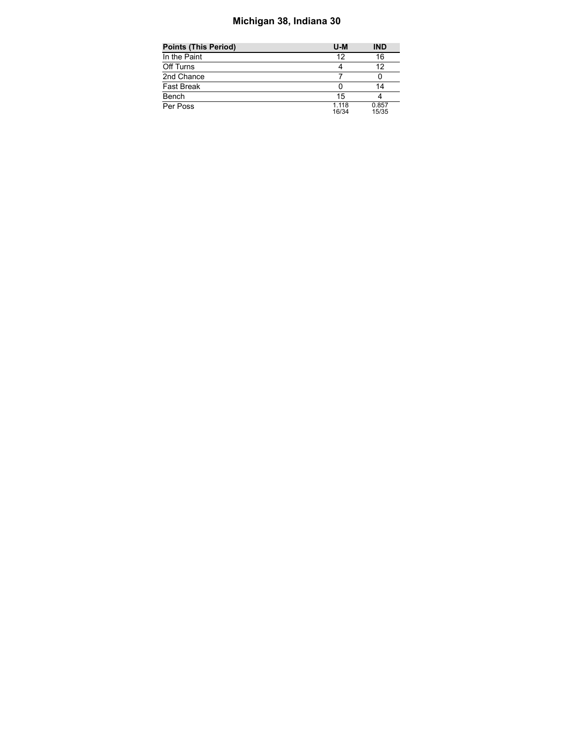# Michigan 38, Indiana 30

| Points (This Period) | U-M | IND |
|---|---|---|
| In the Paint | 12 | 16 |
| Off Turns | 4 | 12 |
| 2nd Chance | 7 | 0 |
| Fast Break | 0 | 14 |
| Bench | 15 | 4 |
| Per Poss | 1.118 16/34 | 0.857 15/35 |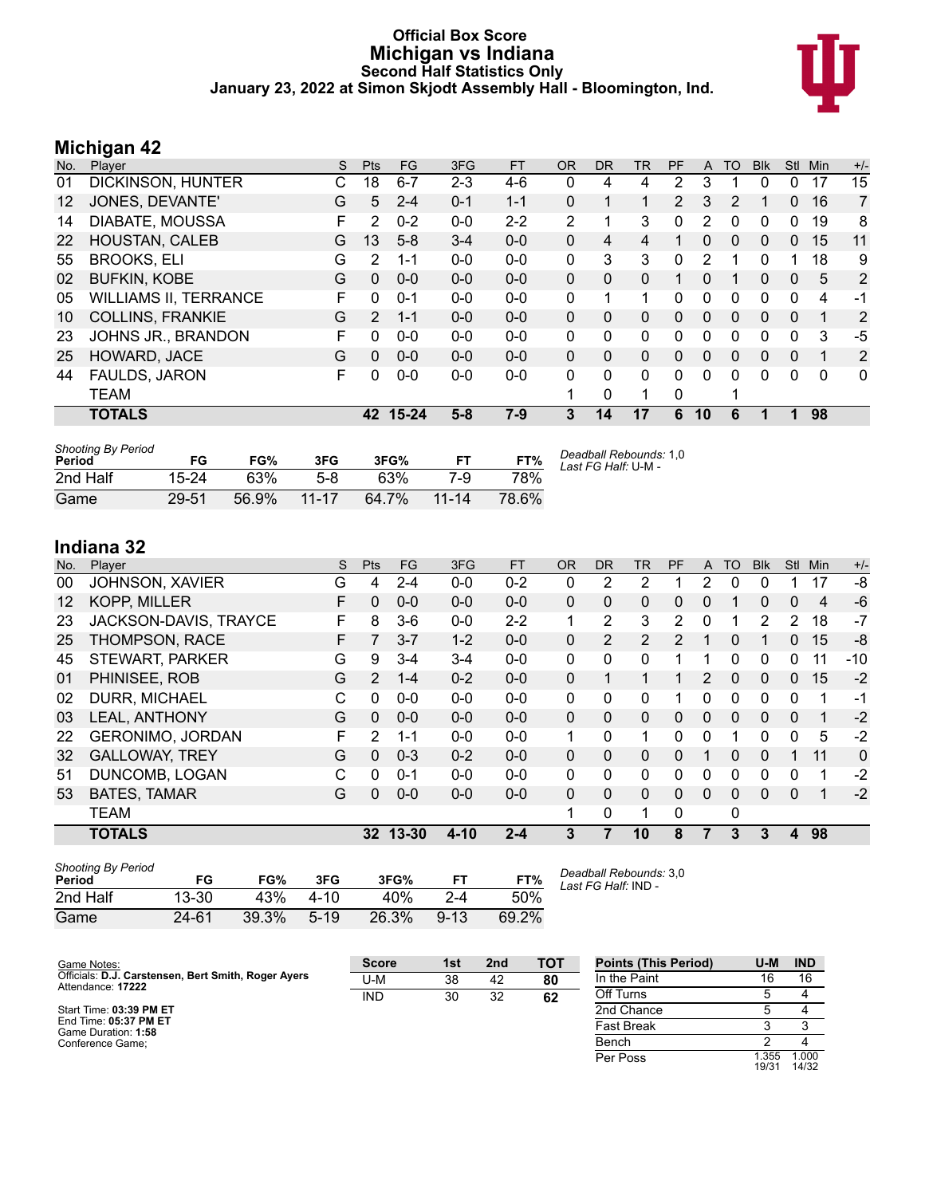# Official Box Score
# Michigan vs Indiana
### Second Half Statistics Only
### January 23, 2022 at Simon Skjodt Assembly Hall - Bloomington, Ind.

## Michigan 42

| No. | Player | S | Pts | FG | 3FG | FT | OR | DR | TR | PF | A | TO | Blk | Stl | Min | +/- |
|---|---|---|---|---|---|---|---|---|---|---|---|---|---|---|---|---|
| 01 | DICKINSON, HUNTER | C | 18 | 6-7 | 2-3 | 4-6 | 0 | 4 | 4 | 2 | 3 | 1 | 0 | 0 | 17 | 15 |
| 12 | JONES, DEVANTE' | G | 5 | 2-4 | 0-1 | 1-1 | 0 | 1 | 1 | 2 | 3 | 2 | 1 | 0 | 16 | 7 |
| 14 | DIABATE, MOUSSA | F | 2 | 0-2 | 0-0 | 2-2 | 2 | 1 | 3 | 0 | 2 | 0 | 0 | 0 | 19 | 8 |
| 22 | HOUSTAN, CALEB | G | 13 | 5-8 | 3-4 | 0-0 | 0 | 4 | 4 | 1 | 0 | 0 | 0 | 0 | 15 | 11 |
| 55 | BROOKS, ELI | G | 2 | 1-1 | 0-0 | 0-0 | 0 | 3 | 3 | 0 | 2 | 1 | 0 | 1 | 18 | 9 |
| 02 | BUFKIN, KOBE | G | 0 | 0-0 | 0-0 | 0-0 | 0 | 0 | 0 | 1 | 0 | 1 | 0 | 0 | 5 | 2 |
| 05 | WILLIAMS II, TERRANCE | F | 0 | 0-1 | 0-0 | 0-0 | 0 | 1 | 1 | 0 | 0 | 0 | 0 | 0 | 4 | -1 |
| 10 | COLLINS, FRANKIE | G | 2 | 1-1 | 0-0 | 0-0 | 0 | 0 | 0 | 0 | 0 | 0 | 0 | 0 | 1 | 2 |
| 23 | JOHNS JR., BRANDON | F | 0 | 0-0 | 0-0 | 0-0 | 0 | 0 | 0 | 0 | 0 | 0 | 0 | 0 | 3 | -5 |
| 25 | HOWARD, JACE | G | 0 | 0-0 | 0-0 | 0-0 | 0 | 0 | 0 | 0 | 0 | 0 | 0 | 0 | 1 | 2 |
| 44 | FAULDS, JARON | F | 0 | 0-0 | 0-0 | 0-0 | 0 | 0 | 0 | 0 | 0 | 0 | 0 | 0 | 0 | 0 |
| | TEAM | | | | | | 1 | 0 | 1 | 0 | | 1 | | | | |
| | **TOTALS** | | **42** | **15-24** | **5-8** | **7-9** | **3** | **14** | **17** | **6** | **10** | **6** | **1** | **1** | **98** | |

*Shooting By Period*

| Period | FG | FG% | 3FG | 3FG% | FT | FT% |
|---|---|---|---|---|---|---|
| 2nd Half | 15-24 | 63% | 5-8 | 63% | 7-9 | 78% |
| Game | 29-51 | 56.9% | 11-17 | 64.7% | 11-14 | 78.6% |

*Deadball Rebounds:* 1,0
*Last FG Half:* U-M -

## Indiana 32

| No. | Player | S | Pts | FG | 3FG | FT | OR | DR | TR | PF | A | TO | Blk | Stl | Min | +/- |
|---|---|---|---|---|---|---|---|---|---|---|---|---|---|---|---|---|
| 00 | JOHNSON, XAVIER | G | 4 | 2-4 | 0-0 | 0-2 | 0 | 2 | 2 | 1 | 2 | 0 | 0 | 1 | 17 | -8 |
| 12 | KOPP, MILLER | F | 0 | 0-0 | 0-0 | 0-0 | 0 | 0 | 0 | 0 | 0 | 1 | 0 | 0 | 4 | -6 |
| 23 | JACKSON-DAVIS, TRAYCE | F | 8 | 3-6 | 0-0 | 2-2 | 1 | 2 | 3 | 2 | 0 | 1 | 2 | 2 | 18 | -7 |
| 25 | THOMPSON, RACE | F | 7 | 3-7 | 1-2 | 0-0 | 0 | 2 | 2 | 2 | 1 | 0 | 1 | 0 | 15 | -8 |
| 45 | STEWART, PARKER | G | 9 | 3-4 | 3-4 | 0-0 | 0 | 0 | 0 | 1 | 1 | 0 | 0 | 0 | 11 | -10 |
| 01 | PHINISEE, ROB | G | 2 | 1-4 | 0-2 | 0-0 | 0 | 1 | 1 | 1 | 2 | 0 | 0 | 0 | 15 | -2 |
| 02 | DURR, MICHAEL | C | 0 | 0-0 | 0-0 | 0-0 | 0 | 0 | 0 | 1 | 0 | 0 | 0 | 0 | 1 | -1 |
| 03 | LEAL, ANTHONY | G | 0 | 0-0 | 0-0 | 0-0 | 0 | 0 | 0 | 0 | 0 | 0 | 0 | 0 | 1 | -2 |
| 22 | GERONIMO, JORDAN | F | 2 | 1-1 | 0-0 | 0-0 | 1 | 0 | 1 | 0 | 0 | 1 | 0 | 0 | 5 | -2 |
| 32 | GALLOWAY, TREY | G | 0 | 0-3 | 0-2 | 0-0 | 0 | 0 | 0 | 0 | 1 | 0 | 0 | 1 | 11 | 0 |
| 51 | DUNCOMB, LOGAN | C | 0 | 0-1 | 0-0 | 0-0 | 0 | 0 | 0 | 0 | 0 | 0 | 0 | 0 | 1 | -2 |
| 53 | BATES, TAMAR | G | 0 | 0-0 | 0-0 | 0-0 | 0 | 0 | 0 | 0 | 0 | 0 | 0 | 0 | 1 | -2 |
| | TEAM | | | | | | 1 | 0 | 1 | 0 | | 0 | | | | |
| | **TOTALS** | | **32** | **13-30** | **4-10** | **2-4** | **3** | **7** | **10** | **8** | **7** | **3** | **3** | **4** | **98** | |

*Shooting By Period*

| Period | FG | FG% | 3FG | 3FG% | FT | FT% |
|---|---|---|---|---|---|---|
| 2nd Half | 13-30 | 43% | 4-10 | 40% | 2-4 | 50% |
| Game | 24-61 | 39.3% | 5-19 | 26.3% | 9-13 | 69.2% |

*Deadball Rebounds:* 3,0
*Last FG Half:* IND -

Game Notes:
Officials: **D.J. Carstensen, Bert Smith, Roger Ayers**
Attendance: **17222**

Start Time: **03:39 PM ET**
End Time: **05:37 PM ET**
Game Duration: **1:58**
Conference Game;

| Score | 1st | 2nd | TOT |
|---|---|---|---|
| U-M | 38 | 42 | **80** |
| IND | 30 | 32 | **62** |

| Points (This Period) | U-M | IND |
|---|---|---|
| In the Paint | 16 | 16 |
| Off Turns | 5 | 4 |
| 2nd Chance | 5 | 4 |
| Fast Break | 3 | 3 |
| Bench | 2 | 4 |
| Per Poss | 1.355 19/31 | 1.000 14/32 |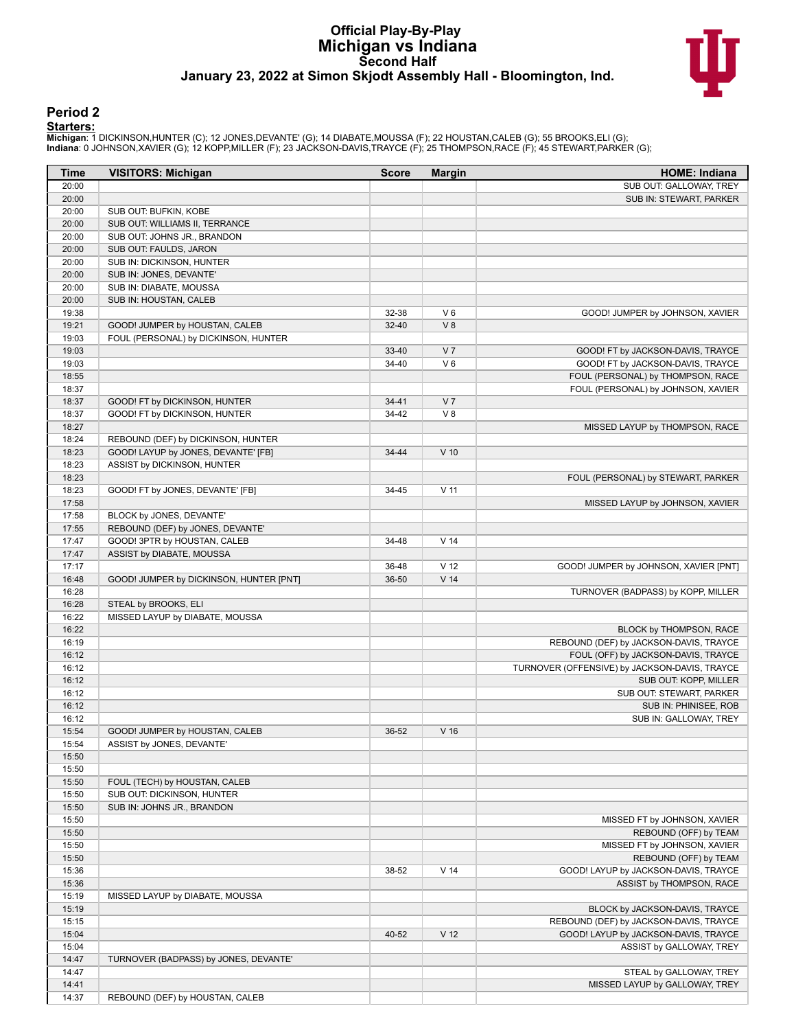# Official Play-By-Play
# Michigan vs Indiana
## Second Half
### January 23, 2022 at Simon Skjodt Assembly Hall - Bloomington, Ind.

## Period 2

**Starters:**

**Michigan**: 1 DICKINSON,HUNTER (C); 12 JONES,DEVANTE' (G); 14 DIABATE,MOUSSA (F); 22 HOUSTAN,CALEB (G); 55 BROOKS,ELI (G);
**Indiana**: 0 JOHNSON,XAVIER (G); 12 KOPP,MILLER (F); 23 JACKSON-DAVIS,TRAYCE (F); 25 THOMPSON,RACE (F); 45 STEWART,PARKER (G);

| Time | VISITORS: Michigan | Score | Margin | HOME: Indiana |
|---|---|---|---|---|
| 20:00 | | | | SUB OUT: GALLOWAY, TREY |
| 20:00 | | | | SUB IN: STEWART, PARKER |
| 20:00 | SUB OUT: BUFKIN, KOBE | | | |
| 20:00 | SUB OUT: WILLIAMS II, TERRANCE | | | |
| 20:00 | SUB OUT: JOHNS JR., BRANDON | | | |
| 20:00 | SUB OUT: FAULDS, JARON | | | |
| 20:00 | SUB IN: DICKINSON, HUNTER | | | |
| 20:00 | SUB IN: JONES, DEVANTE' | | | |
| 20:00 | SUB IN: DIABATE, MOUSSA | | | |
| 20:00 | SUB IN: HOUSTAN, CALEB | | | |
| 19:38 | | 32-38 | V 6 | GOOD! JUMPER by JOHNSON, XAVIER |
| 19:21 | GOOD! JUMPER by HOUSTAN, CALEB | 32-40 | V 8 | |
| 19:03 | FOUL (PERSONAL) by DICKINSON, HUNTER | | | |
| 19:03 | | 33-40 | V 7 | GOOD! FT by JACKSON-DAVIS, TRAYCE |
| 19:03 | | 34-40 | V 6 | GOOD! FT by JACKSON-DAVIS, TRAYCE |
| 18:55 | | | | FOUL (PERSONAL) by THOMPSON, RACE |
| 18:37 | | | | FOUL (PERSONAL) by JOHNSON, XAVIER |
| 18:37 | GOOD! FT by DICKINSON, HUNTER | 34-41 | V 7 | |
| 18:37 | GOOD! FT by DICKINSON, HUNTER | 34-42 | V 8 | |
| 18:27 | | | | MISSED LAYUP by THOMPSON, RACE |
| 18:24 | REBOUND (DEF) by DICKINSON, HUNTER | | | |
| 18:23 | GOOD! LAYUP by JONES, DEVANTE' [FB] | 34-44 | V 10 | |
| 18:23 | ASSIST by DICKINSON, HUNTER | | | |
| 18:23 | | | | FOUL (PERSONAL) by STEWART, PARKER |
| 18:23 | GOOD! FT by JONES, DEVANTE' [FB] | 34-45 | V 11 | |
| 17:58 | | | | MISSED LAYUP by JOHNSON, XAVIER |
| 17:58 | BLOCK by JONES, DEVANTE' | | | |
| 17:55 | REBOUND (DEF) by JONES, DEVANTE' | | | |
| 17:47 | GOOD! 3PTR by HOUSTAN, CALEB | 34-48 | V 14 | |
| 17:47 | ASSIST by DIABATE, MOUSSA | | | |
| 17:17 | | 36-48 | V 12 | GOOD! JUMPER by JOHNSON, XAVIER [PNT] |
| 16:48 | GOOD! JUMPER by DICKINSON, HUNTER [PNT] | 36-50 | V 14 | |
| 16:28 | | | | TURNOVER (BADPASS) by KOPP, MILLER |
| 16:28 | STEAL by BROOKS, ELI | | | |
| 16:22 | MISSED LAYUP by DIABATE, MOUSSA | | | |
| 16:22 | | | | BLOCK by THOMPSON, RACE |
| 16:19 | | | | REBOUND (DEF) by JACKSON-DAVIS, TRAYCE |
| 16:12 | | | | FOUL (OFF) by JACKSON-DAVIS, TRAYCE |
| 16:12 | | | | TURNOVER (OFFENSIVE) by JACKSON-DAVIS, TRAYCE |
| 16:12 | | | | SUB OUT: KOPP, MILLER |
| 16:12 | | | | SUB OUT: STEWART, PARKER |
| 16:12 | | | | SUB IN: PHINISEE, ROB |
| 16:12 | | | | SUB IN: GALLOWAY, TREY |
| 15:54 | GOOD! JUMPER by HOUSTAN, CALEB | 36-52 | V 16 | |
| 15:54 | ASSIST by JONES, DEVANTE' | | | |
| 15:50 | | | | |
| 15:50 | | | | |
| 15:50 | FOUL (TECH) by HOUSTAN, CALEB | | | |
| 15:50 | SUB OUT: DICKINSON, HUNTER | | | |
| 15:50 | SUB IN: JOHNS JR., BRANDON | | | |
| 15:50 | | | | MISSED FT by JOHNSON, XAVIER |
| 15:50 | | | | REBOUND (OFF) by TEAM |
| 15:50 | | | | MISSED FT by JOHNSON, XAVIER |
| 15:50 | | | | REBOUND (OFF) by TEAM |
| 15:36 | | 38-52 | V 14 | GOOD! LAYUP by JACKSON-DAVIS, TRAYCE |
| 15:36 | | | | ASSIST by THOMPSON, RACE |
| 15:19 | MISSED LAYUP by DIABATE, MOUSSA | | | |
| 15:19 | | | | BLOCK by JACKSON-DAVIS, TRAYCE |
| 15:15 | | | | REBOUND (DEF) by JACKSON-DAVIS, TRAYCE |
| 15:04 | | 40-52 | V 12 | GOOD! LAYUP by JACKSON-DAVIS, TRAYCE |
| 15:04 | | | | ASSIST by GALLOWAY, TREY |
| 14:47 | TURNOVER (BADPASS) by JONES, DEVANTE' | | | |
| 14:47 | | | | STEAL by GALLOWAY, TREY |
| 14:41 | | | | MISSED LAYUP by GALLOWAY, TREY |
| 14:37 | REBOUND (DEF) by HOUSTAN, CALEB | | | |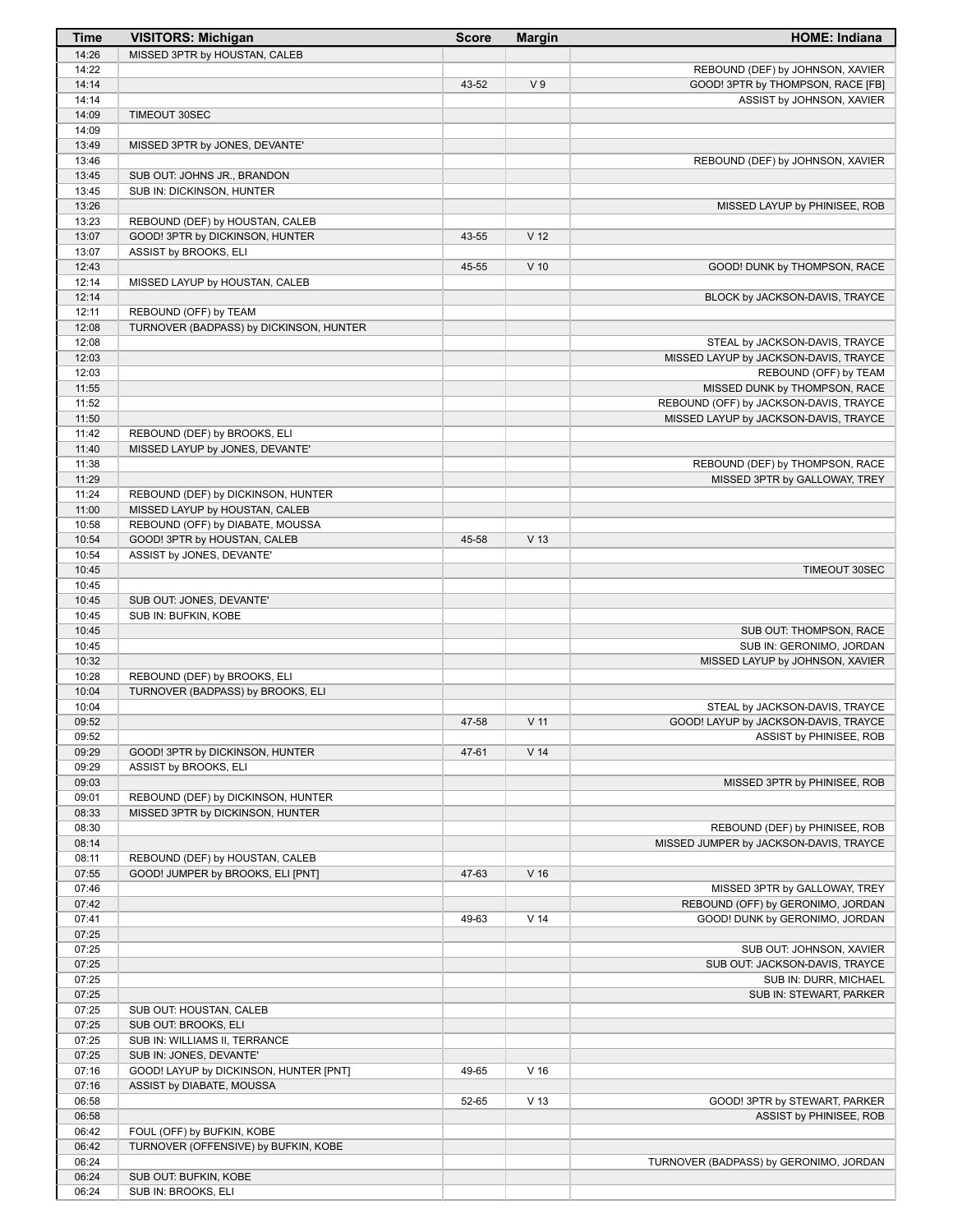| Time | VISITORS: Michigan | Score | Margin | HOME: Indiana |
|---|---|---|---|---|
| 14:26 | MISSED 3PTR by HOUSTAN, CALEB | | | |
| 14:22 | | | | REBOUND (DEF) by JOHNSON, XAVIER |
| 14:14 | | 43-52 | V 9 | GOOD! 3PTR by THOMPSON, RACE [FB] |
| 14:14 | | | | ASSIST by JOHNSON, XAVIER |
| 14:09 | TIMEOUT 30SEC | | | |
| 14:09 | | | | |
| 13:49 | MISSED 3PTR by JONES, DEVANTE' | | | |
| 13:46 | | | | REBOUND (DEF) by JOHNSON, XAVIER |
| 13:45 | SUB OUT: JOHNS JR., BRANDON | | | |
| 13:45 | SUB IN: DICKINSON, HUNTER | | | |
| 13:26 | | | | MISSED LAYUP by PHINISEE, ROB |
| 13:23 | REBOUND (DEF) by HOUSTAN, CALEB | | | |
| 13:07 | GOOD! 3PTR by DICKINSON, HUNTER | 43-55 | V 12 | |
| 13:07 | ASSIST by BROOKS, ELI | | | |
| 12:43 | | 45-55 | V 10 | GOOD! DUNK by THOMPSON, RACE |
| 12:14 | MISSED LAYUP by HOUSTAN, CALEB | | | |
| 12:14 | | | | BLOCK by JACKSON-DAVIS, TRAYCE |
| 12:11 | REBOUND (OFF) by TEAM | | | |
| 12:08 | TURNOVER (BADPASS) by DICKINSON, HUNTER | | | |
| 12:08 | | | | STEAL by JACKSON-DAVIS, TRAYCE |
| 12:03 | | | | MISSED LAYUP by JACKSON-DAVIS, TRAYCE |
| 12:03 | | | | REBOUND (OFF) by TEAM |
| 11:55 | | | | MISSED DUNK by THOMPSON, RACE |
| 11:52 | | | | REBOUND (OFF) by JACKSON-DAVIS, TRAYCE |
| 11:50 | | | | MISSED LAYUP by JACKSON-DAVIS, TRAYCE |
| 11:42 | REBOUND (DEF) by BROOKS, ELI | | | |
| 11:40 | MISSED LAYUP by JONES, DEVANTE' | | | |
| 11:38 | | | | REBOUND (DEF) by THOMPSON, RACE |
| 11:29 | | | | MISSED 3PTR by GALLOWAY, TREY |
| 11:24 | REBOUND (DEF) by DICKINSON, HUNTER | | | |
| 11:00 | MISSED LAYUP by HOUSTAN, CALEB | | | |
| 10:58 | REBOUND (OFF) by DIABATE, MOUSSA | | | |
| 10:54 | GOOD! 3PTR by HOUSTAN, CALEB | 45-58 | V 13 | |
| 10:54 | ASSIST by JONES, DEVANTE' | | | |
| 10:45 | | | | TIMEOUT 30SEC |
| 10:45 | | | | |
| 10:45 | SUB OUT: JONES, DEVANTE' | | | |
| 10:45 | SUB IN: BUFKIN, KOBE | | | |
| 10:45 | | | | SUB OUT: THOMPSON, RACE |
| 10:45 | | | | SUB IN: GERONIMO, JORDAN |
| 10:32 | | | | MISSED LAYUP by JOHNSON, XAVIER |
| 10:28 | REBOUND (DEF) by BROOKS, ELI | | | |
| 10:04 | TURNOVER (BADPASS) by BROOKS, ELI | | | |
| 10:04 | | | | STEAL by JACKSON-DAVIS, TRAYCE |
| 09:52 | | 47-58 | V 11 | GOOD! LAYUP by JACKSON-DAVIS, TRAYCE |
| 09:52 | | | | ASSIST by PHINISEE, ROB |
| 09:29 | GOOD! 3PTR by DICKINSON, HUNTER | 47-61 | V 14 | |
| 09:29 | ASSIST by BROOKS, ELI | | | |
| 09:03 | | | | MISSED 3PTR by PHINISEE, ROB |
| 09:01 | REBOUND (DEF) by DICKINSON, HUNTER | | | |
| 08:33 | MISSED 3PTR by DICKINSON, HUNTER | | | |
| 08:30 | | | | REBOUND (DEF) by PHINISEE, ROB |
| 08:14 | | | | MISSED JUMPER by JACKSON-DAVIS, TRAYCE |
| 08:11 | REBOUND (DEF) by HOUSTAN, CALEB | | | |
| 07:55 | GOOD! JUMPER by BROOKS, ELI [PNT] | 47-63 | V 16 | |
| 07:46 | | | | MISSED 3PTR by GALLOWAY, TREY |
| 07:42 | | | | REBOUND (OFF) by GERONIMO, JORDAN |
| 07:41 | | 49-63 | V 14 | GOOD! DUNK by GERONIMO, JORDAN |
| 07:25 | | | | |
| 07:25 | | | | SUB OUT: JOHNSON, XAVIER |
| 07:25 | | | | SUB OUT: JACKSON-DAVIS, TRAYCE |
| 07:25 | | | | SUB IN: DURR, MICHAEL |
| 07:25 | | | | SUB IN: STEWART, PARKER |
| 07:25 | SUB OUT: HOUSTAN, CALEB | | | |
| 07:25 | SUB OUT: BROOKS, ELI | | | |
| 07:25 | SUB IN: WILLIAMS II, TERRANCE | | | |
| 07:25 | SUB IN: JONES, DEVANTE' | | | |
| 07:16 | GOOD! LAYUP by DICKINSON, HUNTER [PNT] | 49-65 | V 16 | |
| 07:16 | ASSIST by DIABATE, MOUSSA | | | |
| 06:58 | | 52-65 | V 13 | GOOD! 3PTR by STEWART, PARKER |
| 06:58 | | | | ASSIST by PHINISEE, ROB |
| 06:42 | FOUL (OFF) by BUFKIN, KOBE | | | |
| 06:42 | TURNOVER (OFFENSIVE) by BUFKIN, KOBE | | | |
| 06:24 | | | | TURNOVER (BADPASS) by GERONIMO, JORDAN |
| 06:24 | SUB OUT: BUFKIN, KOBE | | | |
| 06:24 | SUB IN: BROOKS, ELI | | | |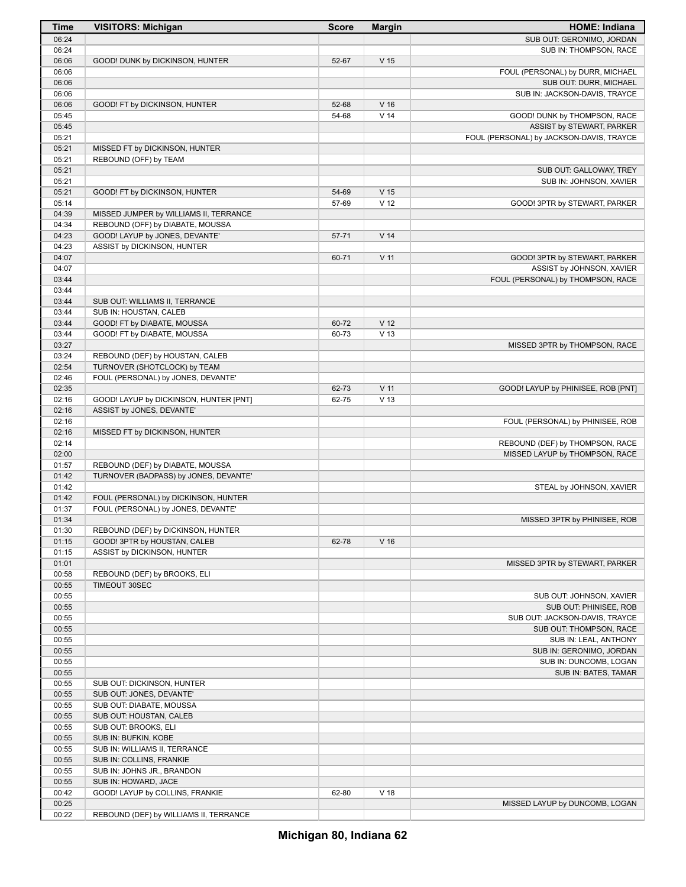| Time | VISITORS: Michigan | Score | Margin | HOME: Indiana |
|---|---|---|---|---|
| 06:24 | | | | SUB OUT: GERONIMO, JORDAN |
| 06:24 | | | | SUB IN: THOMPSON, RACE |
| 06:06 | GOOD! DUNK by DICKINSON, HUNTER | 52-67 | V 15 | |
| 06:06 | | | | FOUL (PERSONAL) by DURR, MICHAEL |
| 06:06 | | | | SUB OUT: DURR, MICHAEL |
| 06:06 | | | | SUB IN: JACKSON-DAVIS, TRAYCE |
| 06:06 | GOOD! FT by DICKINSON, HUNTER | 52-68 | V 16 | |
| 05:45 | | 54-68 | V 14 | GOOD! DUNK by THOMPSON, RACE |
| 05:45 | | | | ASSIST by STEWART, PARKER |
| 05:21 | | | | FOUL (PERSONAL) by JACKSON-DAVIS, TRAYCE |
| 05:21 | MISSED FT by DICKINSON, HUNTER | | | |
| 05:21 | REBOUND (OFF) by TEAM | | | |
| 05:21 | | | | SUB OUT: GALLOWAY, TREY |
| 05:21 | | | | SUB IN: JOHNSON, XAVIER |
| 05:21 | GOOD! FT by DICKINSON, HUNTER | 54-69 | V 15 | |
| 05:14 | | 57-69 | V 12 | GOOD! 3PTR by STEWART, PARKER |
| 04:39 | MISSED JUMPER by WILLIAMS II, TERRANCE | | | |
| 04:34 | REBOUND (OFF) by DIABATE, MOUSSA | | | |
| 04:23 | GOOD! LAYUP by JONES, DEVANTE' | 57-71 | V 14 | |
| 04:23 | ASSIST by DICKINSON, HUNTER | | | |
| 04:07 | | 60-71 | V 11 | GOOD! 3PTR by STEWART, PARKER |
| 04:07 | | | | ASSIST by JOHNSON, XAVIER |
| 03:44 | | | | FOUL (PERSONAL) by THOMPSON, RACE |
| 03:44 | | | | |
| 03:44 | SUB OUT: WILLIAMS II, TERRANCE | | | |
| 03:44 | SUB IN: HOUSTAN, CALEB | | | |
| 03:44 | GOOD! FT by DIABATE, MOUSSA | 60-72 | V 12 | |
| 03:44 | GOOD! FT by DIABATE, MOUSSA | 60-73 | V 13 | |
| 03:27 | | | | MISSED 3PTR by THOMPSON, RACE |
| 03:24 | REBOUND (DEF) by HOUSTAN, CALEB | | | |
| 02:54 | TURNOVER (SHOTCLOCK) by TEAM | | | |
| 02:46 | FOUL (PERSONAL) by JONES, DEVANTE' | | | |
| 02:35 | | 62-73 | V 11 | GOOD! LAYUP by PHINISEE, ROB [PNT] |
| 02:16 | GOOD! LAYUP by DICKINSON, HUNTER [PNT] | 62-75 | V 13 | |
| 02:16 | ASSIST by JONES, DEVANTE' | | | |
| 02:16 | | | | FOUL (PERSONAL) by PHINISEE, ROB |
| 02:16 | MISSED FT by DICKINSON, HUNTER | | | |
| 02:14 | | | | REBOUND (DEF) by THOMPSON, RACE |
| 02:00 | | | | MISSED LAYUP by THOMPSON, RACE |
| 01:57 | REBOUND (DEF) by DIABATE, MOUSSA | | | |
| 01:42 | TURNOVER (BADPASS) by JONES, DEVANTE' | | | |
| 01:42 | | | | STEAL by JOHNSON, XAVIER |
| 01:42 | FOUL (PERSONAL) by DICKINSON, HUNTER | | | |
| 01:37 | FOUL (PERSONAL) by JONES, DEVANTE' | | | |
| 01:34 | | | | MISSED 3PTR by PHINISEE, ROB |
| 01:30 | REBOUND (DEF) by DICKINSON, HUNTER | | | |
| 01:15 | GOOD! 3PTR by HOUSTAN, CALEB | 62-78 | V 16 | |
| 01:15 | ASSIST by DICKINSON, HUNTER | | | |
| 01:01 | | | | MISSED 3PTR by STEWART, PARKER |
| 00:58 | REBOUND (DEF) by BROOKS, ELI | | | |
| 00:55 | TIMEOUT 30SEC | | | |
| 00:55 | | | | SUB OUT: JOHNSON, XAVIER |
| 00:55 | | | | SUB OUT: PHINISEE, ROB |
| 00:55 | | | | SUB OUT: JACKSON-DAVIS, TRAYCE |
| 00:55 | | | | SUB OUT: THOMPSON, RACE |
| 00:55 | | | | SUB IN: LEAL, ANTHONY |
| 00:55 | | | | SUB IN: GERONIMO, JORDAN |
| 00:55 | | | | SUB IN: DUNCOMB, LOGAN |
| 00:55 | | | | SUB IN: BATES, TAMAR |
| 00:55 | SUB OUT: DICKINSON, HUNTER | | | |
| 00:55 | SUB OUT: JONES, DEVANTE' | | | |
| 00:55 | SUB OUT: DIABATE, MOUSSA | | | |
| 00:55 | SUB OUT: HOUSTAN, CALEB | | | |
| 00:55 | SUB OUT: BROOKS, ELI | | | |
| 00:55 | SUB IN: BUFKIN, KOBE | | | |
| 00:55 | SUB IN: WILLIAMS II, TERRANCE | | | |
| 00:55 | SUB IN: COLLINS, FRANKIE | | | |
| 00:55 | SUB IN: JOHNS JR., BRANDON | | | |
| 00:55 | SUB IN: HOWARD, JACE | | | |
| 00:42 | GOOD! LAYUP by COLLINS, FRANKIE | 62-80 | V 18 | |
| 00:25 | | | | MISSED LAYUP by DUNCOMB, LOGAN |
| 00:22 | REBOUND (DEF) by WILLIAMS II, TERRANCE | | | |

**Michigan 80, Indiana 62**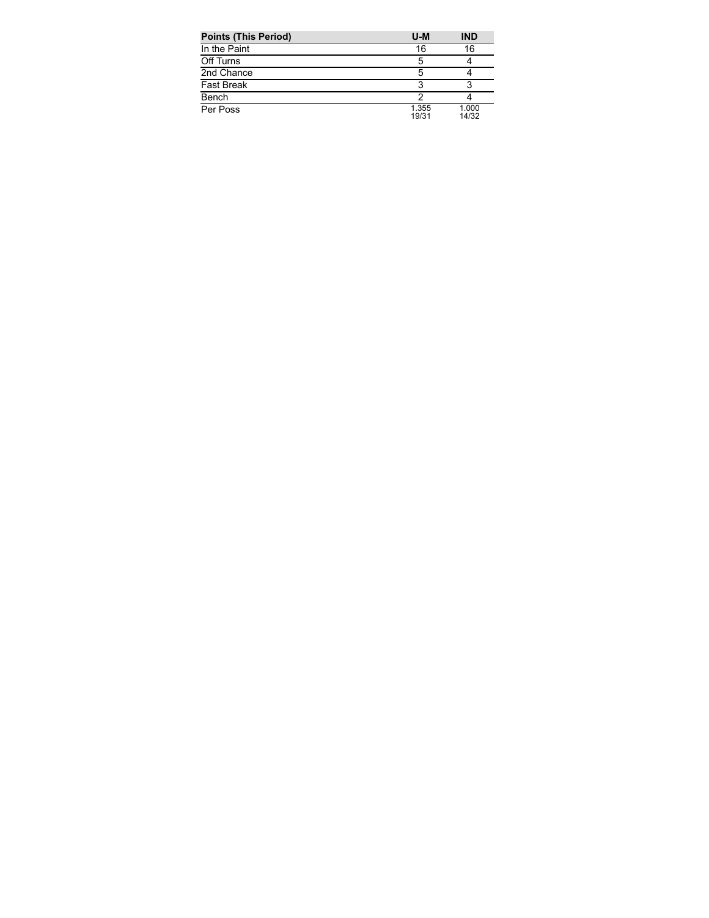| Points (This Period) | U-M | IND |
| --- | --- | --- |
| In the Paint | 16 | 16 |
| Off Turns | 5 | 4 |
| 2nd Chance | 5 | 4 |
| Fast Break | 3 | 3 |
| Bench | 2 | 4 |
| Per Poss | 1.355 19/31 | 1.000 14/32 |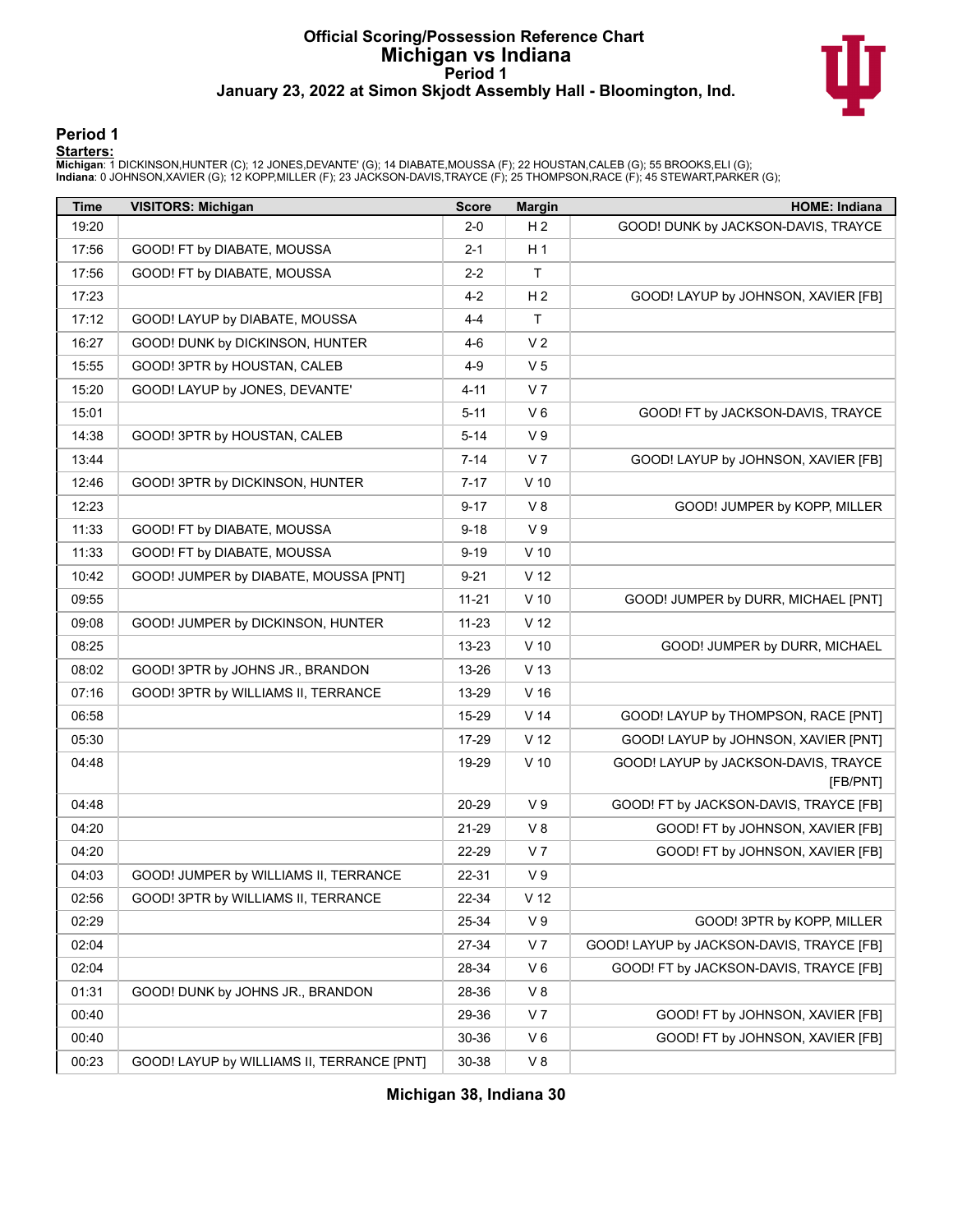# Official Scoring/Possession Reference Chart
## Michigan vs Indiana
### Period 1
### January 23, 2022 at Simon Skjodt Assembly Hall - Bloomington, Ind.

## Period 1

**Starters:**

**Michigan**: 1 DICKINSON,HUNTER (C); 12 JONES,DEVANTE' (G); 14 DIABATE,MOUSSA (F); 22 HOUSTAN,CALEB (G); 55 BROOKS,ELI (G);
**Indiana**: 0 JOHNSON,XAVIER (G); 12 KOPP,MILLER (F); 23 JACKSON-DAVIS,TRAYCE (F); 25 THOMPSON,RACE (F); 45 STEWART,PARKER (G);

| Time | VISITORS: Michigan | Score | Margin | HOME: Indiana |
|---|---|---|---|---|
| 19:20 | | 2-0 | H 2 | GOOD! DUNK by JACKSON-DAVIS, TRAYCE |
| 17:56 | GOOD! FT by DIABATE, MOUSSA | 2-1 | H 1 | |
| 17:56 | GOOD! FT by DIABATE, MOUSSA | 2-2 | T | |
| 17:23 | | 4-2 | H 2 | GOOD! LAYUP by JOHNSON, XAVIER [FB] |
| 17:12 | GOOD! LAYUP by DIABATE, MOUSSA | 4-4 | T | |
| 16:27 | GOOD! DUNK by DICKINSON, HUNTER | 4-6 | V 2 | |
| 15:55 | GOOD! 3PTR by HOUSTAN, CALEB | 4-9 | V 5 | |
| 15:20 | GOOD! LAYUP by JONES, DEVANTE' | 4-11 | V 7 | |
| 15:01 | | 5-11 | V 6 | GOOD! FT by JACKSON-DAVIS, TRAYCE |
| 14:38 | GOOD! 3PTR by HOUSTAN, CALEB | 5-14 | V 9 | |
| 13:44 | | 7-14 | V 7 | GOOD! LAYUP by JOHNSON, XAVIER [FB] |
| 12:46 | GOOD! 3PTR by DICKINSON, HUNTER | 7-17 | V 10 | |
| 12:23 | | 9-17 | V 8 | GOOD! JUMPER by KOPP, MILLER |
| 11:33 | GOOD! FT by DIABATE, MOUSSA | 9-18 | V 9 | |
| 11:33 | GOOD! FT by DIABATE, MOUSSA | 9-19 | V 10 | |
| 10:42 | GOOD! JUMPER by DIABATE, MOUSSA [PNT] | 9-21 | V 12 | |
| 09:55 | | 11-21 | V 10 | GOOD! JUMPER by DURR, MICHAEL [PNT] |
| 09:08 | GOOD! JUMPER by DICKINSON, HUNTER | 11-23 | V 12 | |
| 08:25 | | 13-23 | V 10 | GOOD! JUMPER by DURR, MICHAEL |
| 08:02 | GOOD! 3PTR by JOHNS JR., BRANDON | 13-26 | V 13 | |
| 07:16 | GOOD! 3PTR by WILLIAMS II, TERRANCE | 13-29 | V 16 | |
| 06:58 | | 15-29 | V 14 | GOOD! LAYUP by THOMPSON, RACE [PNT] |
| 05:30 | | 17-29 | V 12 | GOOD! LAYUP by JOHNSON, XAVIER [PNT] |
| 04:48 | | 19-29 | V 10 | GOOD! LAYUP by JACKSON-DAVIS, TRAYCE [FB/PNT] |
| 04:48 | | 20-29 | V 9 | GOOD! FT by JACKSON-DAVIS, TRAYCE [FB] |
| 04:20 | | 21-29 | V 8 | GOOD! FT by JOHNSON, XAVIER [FB] |
| 04:20 | | 22-29 | V 7 | GOOD! FT by JOHNSON, XAVIER [FB] |
| 04:03 | GOOD! JUMPER by WILLIAMS II, TERRANCE | 22-31 | V 9 | |
| 02:56 | GOOD! 3PTR by WILLIAMS II, TERRANCE | 22-34 | V 12 | |
| 02:29 | | 25-34 | V 9 | GOOD! 3PTR by KOPP, MILLER |
| 02:04 | | 27-34 | V 7 | GOOD! LAYUP by JACKSON-DAVIS, TRAYCE [FB] |
| 02:04 | | 28-34 | V 6 | GOOD! FT by JACKSON-DAVIS, TRAYCE [FB] |
| 01:31 | GOOD! DUNK by JOHNS JR., BRANDON | 28-36 | V 8 | |
| 00:40 | | 29-36 | V 7 | GOOD! FT by JOHNSON, XAVIER [FB] |
| 00:40 | | 30-36 | V 6 | GOOD! FT by JOHNSON, XAVIER [FB] |
| 00:23 | GOOD! LAYUP by WILLIAMS II, TERRANCE [PNT] | 30-38 | V 8 | |

**Michigan 38, Indiana 30**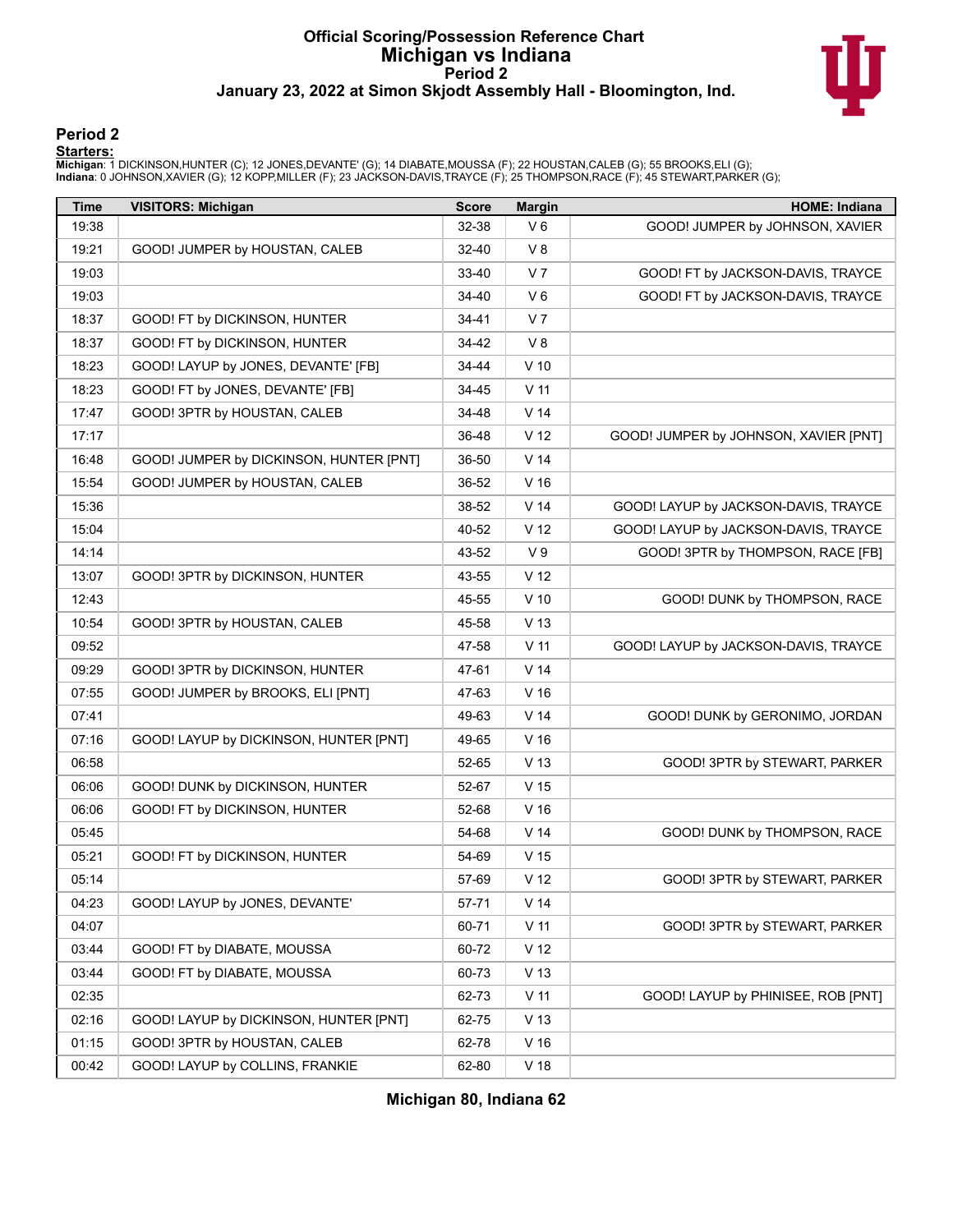# Official Scoring/Possession Reference Chart
## Michigan vs Indiana
### Period 2
### January 23, 2022 at Simon Skjodt Assembly Hall - Bloomington, Ind.

## Period 2

**Starters:**

**Michigan**: 1 DICKINSON,HUNTER (C); 12 JONES,DEVANTE' (G); 14 DIABATE,MOUSSA (F); 22 HOUSTAN,CALEB (G); 55 BROOKS,ELI (G);
**Indiana**: 0 JOHNSON,XAVIER (G); 12 KOPP,MILLER (F); 23 JACKSON-DAVIS,TRAYCE (F); 25 THOMPSON,RACE (F); 45 STEWART,PARKER (G);

| Time | VISITORS: Michigan | Score | Margin | HOME: Indiana |
|---|---|---|---|---|
| 19:38 | | 32-38 | V 6 | GOOD! JUMPER by JOHNSON, XAVIER |
| 19:21 | GOOD! JUMPER by HOUSTAN, CALEB | 32-40 | V 8 | |
| 19:03 | | 33-40 | V 7 | GOOD! FT by JACKSON-DAVIS, TRAYCE |
| 19:03 | | 34-40 | V 6 | GOOD! FT by JACKSON-DAVIS, TRAYCE |
| 18:37 | GOOD! FT by DICKINSON, HUNTER | 34-41 | V 7 | |
| 18:37 | GOOD! FT by DICKINSON, HUNTER | 34-42 | V 8 | |
| 18:23 | GOOD! LAYUP by JONES, DEVANTE' [FB] | 34-44 | V 10 | |
| 18:23 | GOOD! FT by JONES, DEVANTE' [FB] | 34-45 | V 11 | |
| 17:47 | GOOD! 3PTR by HOUSTAN, CALEB | 34-48 | V 14 | |
| 17:17 | | 36-48 | V 12 | GOOD! JUMPER by JOHNSON, XAVIER [PNT] |
| 16:48 | GOOD! JUMPER by DICKINSON, HUNTER [PNT] | 36-50 | V 14 | |
| 15:54 | GOOD! JUMPER by HOUSTAN, CALEB | 36-52 | V 16 | |
| 15:36 | | 38-52 | V 14 | GOOD! LAYUP by JACKSON-DAVIS, TRAYCE |
| 15:04 | | 40-52 | V 12 | GOOD! LAYUP by JACKSON-DAVIS, TRAYCE |
| 14:14 | | 43-52 | V 9 | GOOD! 3PTR by THOMPSON, RACE [FB] |
| 13:07 | GOOD! 3PTR by DICKINSON, HUNTER | 43-55 | V 12 | |
| 12:43 | | 45-55 | V 10 | GOOD! DUNK by THOMPSON, RACE |
| 10:54 | GOOD! 3PTR by HOUSTAN, CALEB | 45-58 | V 13 | |
| 09:52 | | 47-58 | V 11 | GOOD! LAYUP by JACKSON-DAVIS, TRAYCE |
| 09:29 | GOOD! 3PTR by DICKINSON, HUNTER | 47-61 | V 14 | |
| 07:55 | GOOD! JUMPER by BROOKS, ELI [PNT] | 47-63 | V 16 | |
| 07:41 | | 49-63 | V 14 | GOOD! DUNK by GERONIMO, JORDAN |
| 07:16 | GOOD! LAYUP by DICKINSON, HUNTER [PNT] | 49-65 | V 16 | |
| 06:58 | | 52-65 | V 13 | GOOD! 3PTR by STEWART, PARKER |
| 06:06 | GOOD! DUNK by DICKINSON, HUNTER | 52-67 | V 15 | |
| 06:06 | GOOD! FT by DICKINSON, HUNTER | 52-68 | V 16 | |
| 05:45 | | 54-68 | V 14 | GOOD! DUNK by THOMPSON, RACE |
| 05:21 | GOOD! FT by DICKINSON, HUNTER | 54-69 | V 15 | |
| 05:14 | | 57-69 | V 12 | GOOD! 3PTR by STEWART, PARKER |
| 04:23 | GOOD! LAYUP by JONES, DEVANTE' | 57-71 | V 14 | |
| 04:07 | | 60-71 | V 11 | GOOD! 3PTR by STEWART, PARKER |
| 03:44 | GOOD! FT by DIABATE, MOUSSA | 60-72 | V 12 | |
| 03:44 | GOOD! FT by DIABATE, MOUSSA | 60-73 | V 13 | |
| 02:35 | | 62-73 | V 11 | GOOD! LAYUP by PHINISEE, ROB [PNT] |
| 02:16 | GOOD! LAYUP by DICKINSON, HUNTER [PNT] | 62-75 | V 13 | |
| 01:15 | GOOD! 3PTR by HOUSTAN, CALEB | 62-78 | V 16 | |
| 00:42 | GOOD! LAYUP by COLLINS, FRANKIE | 62-80 | V 18 | |

**Michigan 80, Indiana 62**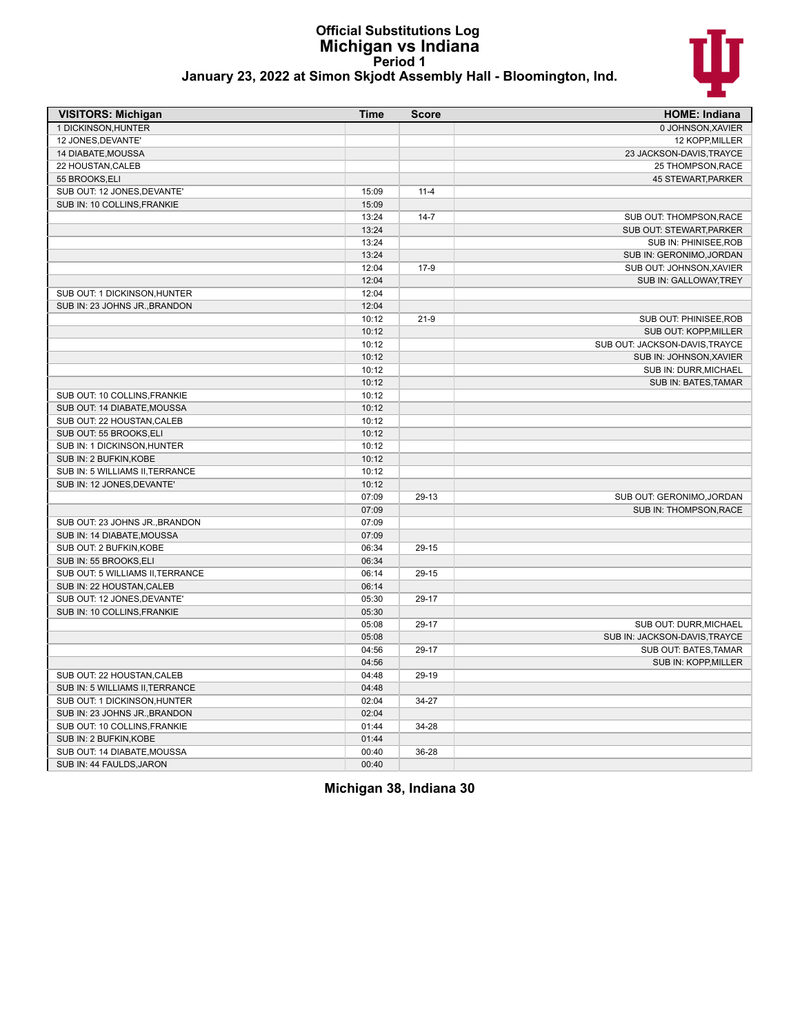# Official Substitutions Log
## Michigan vs Indiana
### Period 1
### January 23, 2022 at Simon Skjodt Assembly Hall - Bloomington, Ind.

| VISITORS: Michigan | Time | Score | HOME: Indiana |
|---|---|---|---|
| 1 DICKINSON,HUNTER | | | 0 JOHNSON,XAVIER |
| 12 JONES,DEVANTE' | | | 12 KOPP,MILLER |
| 14 DIABATE,MOUSSA | | | 23 JACKSON-DAVIS,TRAYCE |
| 22 HOUSTAN,CALEB | | | 25 THOMPSON,RACE |
| 55 BROOKS,ELI | | | 45 STEWART,PARKER |
| SUB OUT: 12 JONES,DEVANTE' | 15:09 | 11-4 | |
| SUB IN: 10 COLLINS,FRANKIE | 15:09 | | |
| | 13:24 | 14-7 | SUB OUT: THOMPSON,RACE |
| | 13:24 | | SUB OUT: STEWART,PARKER |
| | 13:24 | | SUB IN: PHINISEE,ROB |
| | 13:24 | | SUB IN: GERONIMO,JORDAN |
| | 12:04 | 17-9 | SUB OUT: JOHNSON,XAVIER |
| | 12:04 | | SUB IN: GALLOWAY,TREY |
| SUB OUT: 1 DICKINSON,HUNTER | 12:04 | | |
| SUB IN: 23 JOHNS JR.,BRANDON | 12:04 | | |
| | 10:12 | 21-9 | SUB OUT: PHINISEE,ROB |
| | 10:12 | | SUB OUT: KOPP,MILLER |
| | 10:12 | | SUB OUT: JACKSON-DAVIS,TRAYCE |
| | 10:12 | | SUB IN: JOHNSON,XAVIER |
| | 10:12 | | SUB IN: DURR,MICHAEL |
| | 10:12 | | SUB IN: BATES,TAMAR |
| SUB OUT: 10 COLLINS,FRANKIE | 10:12 | | |
| SUB OUT: 14 DIABATE,MOUSSA | 10:12 | | |
| SUB OUT: 22 HOUSTAN,CALEB | 10:12 | | |
| SUB OUT: 55 BROOKS,ELI | 10:12 | | |
| SUB IN: 1 DICKINSON,HUNTER | 10:12 | | |
| SUB IN: 2 BUFKIN,KOBE | 10:12 | | |
| SUB IN: 5 WILLIAMS II,TERRANCE | 10:12 | | |
| SUB IN: 12 JONES,DEVANTE' | 10:12 | | |
| | 07:09 | 29-13 | SUB OUT: GERONIMO,JORDAN |
| | 07:09 | | SUB IN: THOMPSON,RACE |
| SUB OUT: 23 JOHNS JR.,BRANDON | 07:09 | | |
| SUB IN: 14 DIABATE,MOUSSA | 07:09 | | |
| SUB OUT: 2 BUFKIN,KOBE | 06:34 | 29-15 | |
| SUB IN: 55 BROOKS,ELI | 06:34 | | |
| SUB OUT: 5 WILLIAMS II,TERRANCE | 06:14 | 29-15 | |
| SUB IN: 22 HOUSTAN,CALEB | 06:14 | | |
| SUB OUT: 12 JONES,DEVANTE' | 05:30 | 29-17 | |
| SUB IN: 10 COLLINS,FRANKIE | 05:30 | | |
| | 05:08 | 29-17 | SUB OUT: DURR,MICHAEL |
| | 05:08 | | SUB IN: JACKSON-DAVIS,TRAYCE |
| | 04:56 | 29-17 | SUB OUT: BATES,TAMAR |
| | 04:56 | | SUB IN: KOPP,MILLER |
| SUB OUT: 22 HOUSTAN,CALEB | 04:48 | 29-19 | |
| SUB IN: 5 WILLIAMS II,TERRANCE | 04:48 | | |
| SUB OUT: 1 DICKINSON,HUNTER | 02:04 | 34-27 | |
| SUB IN: 23 JOHNS JR.,BRANDON | 02:04 | | |
| SUB OUT: 10 COLLINS,FRANKIE | 01:44 | 34-28 | |
| SUB IN: 2 BUFKIN,KOBE | 01:44 | | |
| SUB OUT: 14 DIABATE,MOUSSA | 00:40 | 36-28 | |
| SUB IN: 44 FAULDS,JARON | 00:40 | | |

**Michigan 38, Indiana 30**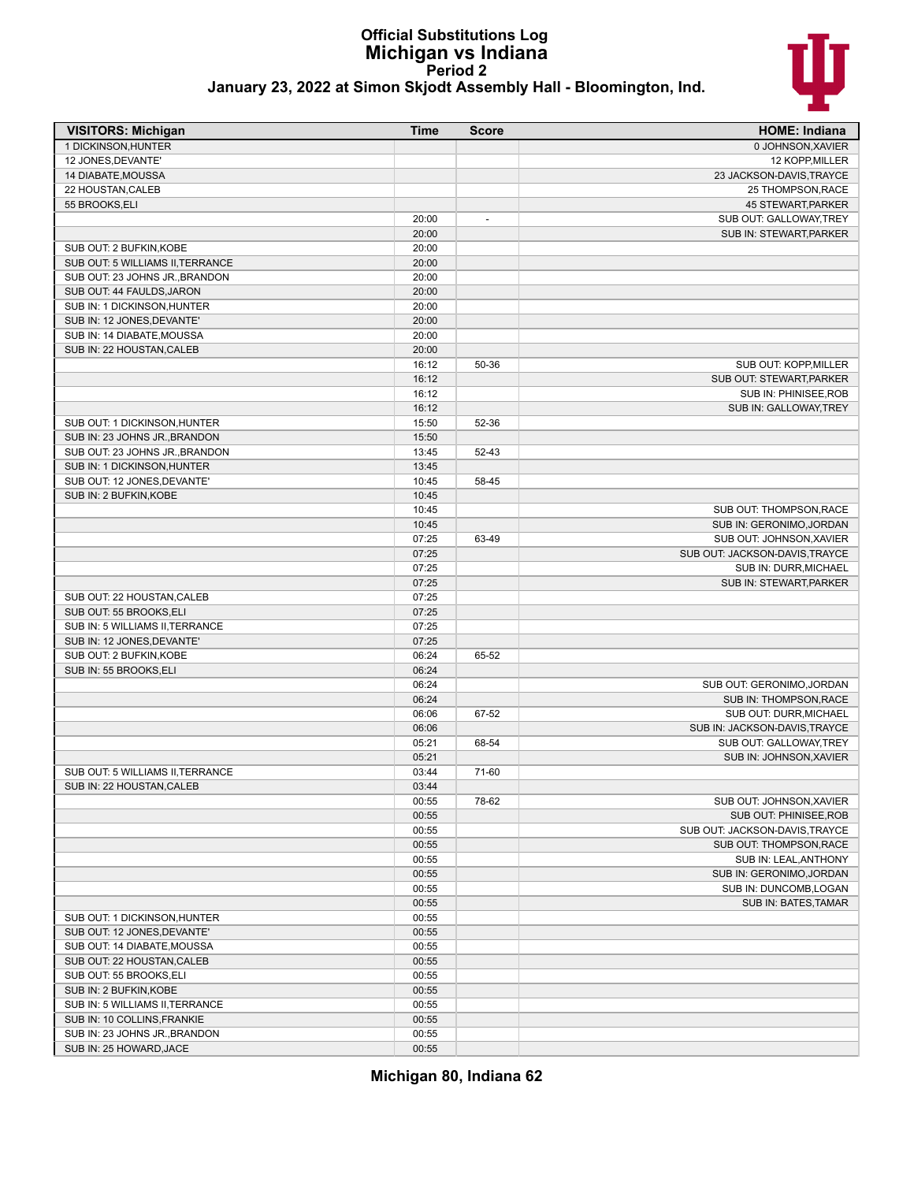# Official Substitutions Log
## Michigan vs Indiana
### Period 2
### January 23, 2022 at Simon Skjodt Assembly Hall - Bloomington, Ind.

| VISITORS: Michigan | Time | Score | HOME: Indiana |
|---|---|---|---|
| 1 DICKINSON,HUNTER | | | 0 JOHNSON,XAVIER |
| 12 JONES,DEVANTE' | | | 12 KOPP,MILLER |
| 14 DIABATE,MOUSSA | | | 23 JACKSON-DAVIS,TRAYCE |
| 22 HOUSTAN,CALEB | | | 25 THOMPSON,RACE |
| 55 BROOKS,ELI | | | 45 STEWART,PARKER |
| | 20:00 | - | SUB OUT: GALLOWAY,TREY |
| | 20:00 | | SUB IN: STEWART,PARKER |
| SUB OUT: 2 BUFKIN,KOBE | 20:00 | | |
| SUB OUT: 5 WILLIAMS II,TERRANCE | 20:00 | | |
| SUB OUT: 23 JOHNS JR.,BRANDON | 20:00 | | |
| SUB OUT: 44 FAULDS,JARON | 20:00 | | |
| SUB IN: 1 DICKINSON,HUNTER | 20:00 | | |
| SUB IN: 12 JONES,DEVANTE' | 20:00 | | |
| SUB IN: 14 DIABATE,MOUSSA | 20:00 | | |
| SUB IN: 22 HOUSTAN,CALEB | 20:00 | | |
| | 16:12 | 50-36 | SUB OUT: KOPP,MILLER |
| | 16:12 | | SUB OUT: STEWART,PARKER |
| | 16:12 | | SUB IN: PHINISEE,ROB |
| | 16:12 | | SUB IN: GALLOWAY,TREY |
| SUB OUT: 1 DICKINSON,HUNTER | 15:50 | 52-36 | |
| SUB IN: 23 JOHNS JR.,BRANDON | 15:50 | | |
| SUB OUT: 23 JOHNS JR.,BRANDON | 13:45 | 52-43 | |
| SUB IN: 1 DICKINSON,HUNTER | 13:45 | | |
| SUB OUT: 12 JONES,DEVANTE' | 10:45 | 58-45 | |
| SUB IN: 2 BUFKIN,KOBE | 10:45 | | |
| | 10:45 | | SUB OUT: THOMPSON,RACE |
| | 10:45 | | SUB IN: GERONIMO,JORDAN |
| | 07:25 | 63-49 | SUB OUT: JOHNSON,XAVIER |
| | 07:25 | | SUB OUT: JACKSON-DAVIS,TRAYCE |
| | 07:25 | | SUB IN: DURR,MICHAEL |
| | 07:25 | | SUB IN: STEWART,PARKER |
| SUB OUT: 22 HOUSTAN,CALEB | 07:25 | | |
| SUB OUT: 55 BROOKS,ELI | 07:25 | | |
| SUB IN: 5 WILLIAMS II,TERRANCE | 07:25 | | |
| SUB IN: 12 JONES,DEVANTE' | 07:25 | | |
| SUB OUT: 2 BUFKIN,KOBE | 06:24 | 65-52 | |
| SUB IN: 55 BROOKS,ELI | 06:24 | | |
| | 06:24 | | SUB OUT: GERONIMO,JORDAN |
| | 06:24 | | SUB IN: THOMPSON,RACE |
| | 06:06 | 67-52 | SUB OUT: DURR,MICHAEL |
| | 06:06 | | SUB IN: JACKSON-DAVIS,TRAYCE |
| | 05:21 | 68-54 | SUB OUT: GALLOWAY,TREY |
| | 05:21 | | SUB IN: JOHNSON,XAVIER |
| SUB OUT: 5 WILLIAMS II,TERRANCE | 03:44 | 71-60 | |
| SUB IN: 22 HOUSTAN,CALEB | 03:44 | | |
| | 00:55 | 78-62 | SUB OUT: JOHNSON,XAVIER |
| | 00:55 | | SUB OUT: PHINISEE,ROB |
| | 00:55 | | SUB OUT: JACKSON-DAVIS,TRAYCE |
| | 00:55 | | SUB OUT: THOMPSON,RACE |
| | 00:55 | | SUB IN: LEAL,ANTHONY |
| | 00:55 | | SUB IN: GERONIMO,JORDAN |
| | 00:55 | | SUB IN: DUNCOMB,LOGAN |
| | 00:55 | | SUB IN: BATES,TAMAR |
| SUB OUT: 1 DICKINSON,HUNTER | 00:55 | | |
| SUB OUT: 12 JONES,DEVANTE' | 00:55 | | |
| SUB OUT: 14 DIABATE,MOUSSA | 00:55 | | |
| SUB OUT: 22 HOUSTAN,CALEB | 00:55 | | |
| SUB OUT: 55 BROOKS,ELI | 00:55 | | |
| SUB IN: 2 BUFKIN,KOBE | 00:55 | | |
| SUB IN: 5 WILLIAMS II,TERRANCE | 00:55 | | |
| SUB IN: 10 COLLINS,FRANKIE | 00:55 | | |
| SUB IN: 23 JOHNS JR.,BRANDON | 00:55 | | |
| SUB IN: 25 HOWARD,JACE | 00:55 | | |

**Michigan 80, Indiana 62**